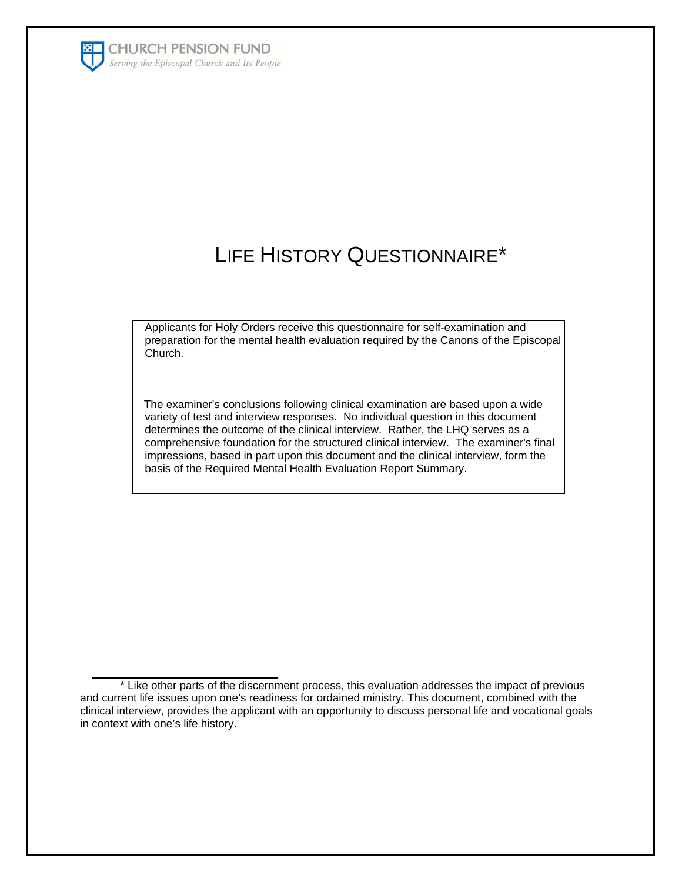CHURCH PENSION FUND
*Serving the Episcopal Church and Its People*

# LIFE HISTORY QUESTIONNAIRE*

Applicants for Holy Orders receive this questionnaire for self-examination and preparation for the mental health evaluation required by the Canons of the Episcopal Church.

The examiner's conclusions following clinical examination are based upon a wide variety of test and interview responses. No individual question in this document determines the outcome of the clinical interview. Rather, the LHQ serves as a comprehensive foundation for the structured clinical interview. The examiner's final impressions, based in part upon this document and the clinical interview, form the basis of the Required Mental Health Evaluation Report Summary.

---

* Like other parts of the discernment process, this evaluation addresses the impact of previous and current life issues upon one's readiness for ordained ministry. This document, combined with the clinical interview, provides the applicant with an opportunity to discuss personal life and vocational goals in context with one's life history.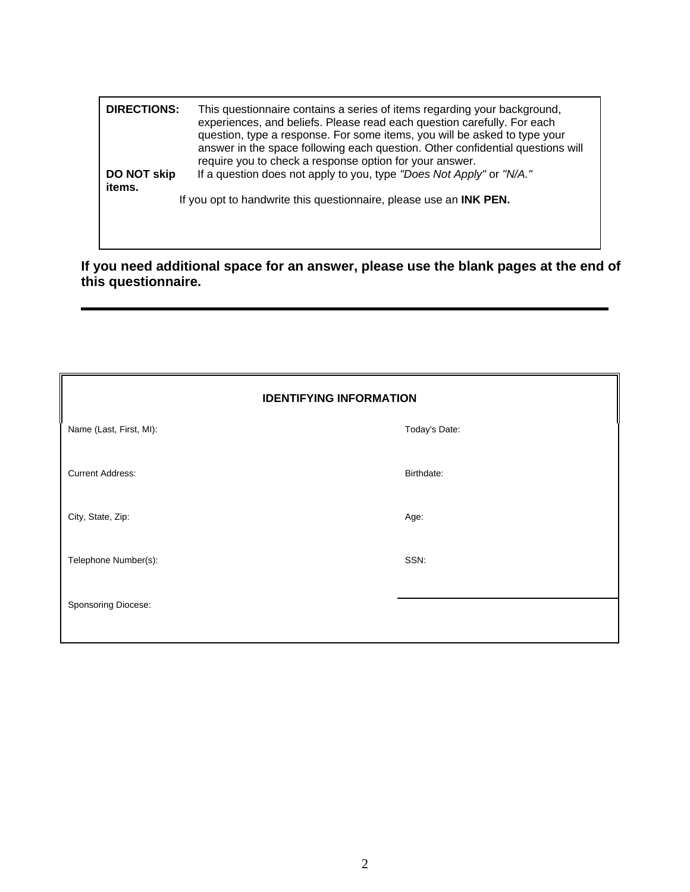| | |
|---|---|
| **DIRECTIONS:** | This questionnaire contains a series of items regarding your background, experiences, and beliefs. Please read each question carefully. For each question, type a response. For some items, you will be asked to type your answer in the space following each question. Other confidential questions will require you to check a response option for your answer. |
| **DO NOT skip items.** | If a question does not apply to you, type *"Does Not Apply"* or *"N/A."* |

If you opt to handwrite this questionnaire, please use an **INK PEN.**

**If you need additional space for an answer, please use the blank pages at the end of this questionnaire.**

---

| **IDENTIFYING INFORMATION** | |
|---|---|
| Name (Last, First, MI): | Today's Date: |
| Current Address: | Birthdate: |
| City, State, Zip: | Age: |
| Telephone Number(s): | SSN: |
| Sponsoring Diocese: | |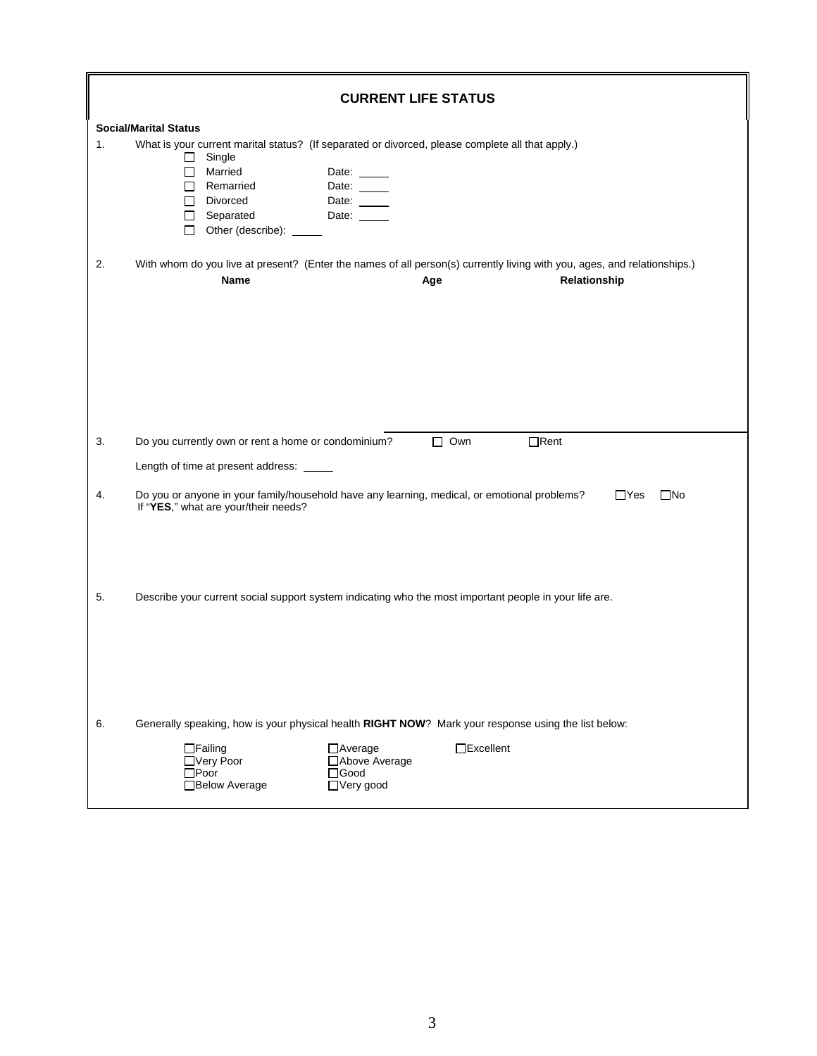## CURRENT LIFE STATUS

**Social/Marital Status**

1. What is your current marital status? (If separated or divorced, please complete all that apply.)
   - ☐ Single
   - ☐ Married Date: _____
   - ☐ Remarried Date: _____
   - ☐ Divorced Date: _____
   - ☐ Separated Date: _____
   - ☐ Other (describe): _____

2. With whom do you live at present? (Enter the names of all person(s) currently living with you, ages, and relationships.)

| Name | Age | Relationship |
|---|---|---|
| | | |

3. Do you currently own or rent a home or condominium? ☐ Own ☐ Rent

   Length of time at present address: _____

4. Do you or anyone in your family/household have any learning, medical, or emotional problems? ☐ Yes ☐ No

   If "**YES**," what are your/their needs?

5. Describe your current social support system indicating who the most important people in your life are.

6. Generally speaking, how is your physical health **RIGHT NOW**? Mark your response using the list below:
   - ☐ Failing
   - ☐ Very Poor
   - ☐ Poor
   - ☐ Below Average
   - ☐ Average
   - ☐ Above Average
   - ☐ Good
   - ☐ Very good
   - ☐ Excellent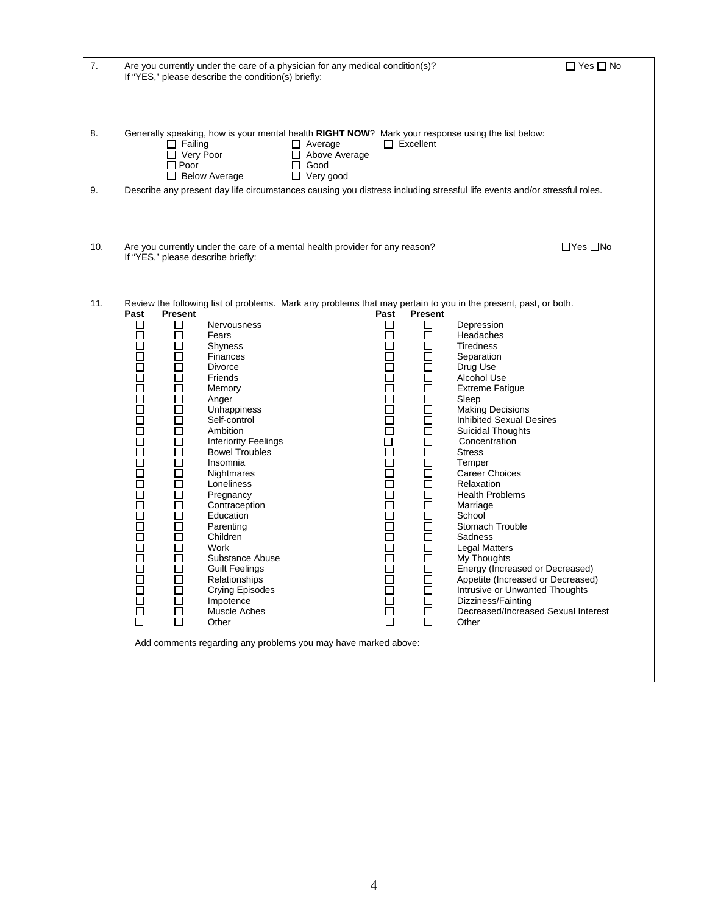7. Are you currently under the care of a physician for any medical condition(s)? ☐ Yes ☐ No
   If "YES," please describe the condition(s) briefly:

8. Generally speaking, how is your mental health **RIGHT NOW**? Mark your response using the list below:

   ☐ Failing ☐ Average ☐ Excellent
   ☐ Very Poor ☐ Above Average
   ☐ Poor ☐ Good
   ☐ Below Average ☐ Very good

9. Describe any present day life circumstances causing you distress including stressful life events and/or stressful roles.

10. Are you currently under the care of a mental health provider for any reason? ☐Yes ☐No
    If "YES," please describe briefly:

11. Review the following list of problems. Mark any problems that may pertain to you in the present, past, or both.

| Past | Present | | Past | Present | |
|---|---|---|---|---|---|
| ☐ | ☐ | Nervousness | ☐ | ☐ | Depression |
| ☐ | ☐ | Fears | ☐ | ☐ | Headaches |
| ☐ | ☐ | Shyness | ☐ | ☐ | Tiredness |
| ☐ | ☐ | Finances | ☐ | ☐ | Separation |
| ☐ | ☐ | Divorce | ☐ | ☐ | Drug Use |
| ☐ | ☐ | Friends | ☐ | ☐ | Alcohol Use |
| ☐ | ☐ | Memory | ☐ | ☐ | Extreme Fatigue |
| ☐ | ☐ | Anger | ☐ | ☐ | Sleep |
| ☐ | ☐ | Unhappiness | ☐ | ☐ | Making Decisions |
| ☐ | ☐ | Self-control | ☐ | ☐ | Inhibited Sexual Desires |
| ☐ | ☐ | Ambition | ☐ | ☐ | Suicidal Thoughts |
| ☐ | ☐ | Inferiority Feelings | ☐ | ☐ | Concentration |
| ☐ | ☐ | Bowel Troubles | ☐ | ☐ | Stress |
| ☐ | ☐ | Insomnia | ☐ | ☐ | Temper |
| ☐ | ☐ | Nightmares | ☐ | ☐ | Career Choices |
| ☐ | ☐ | Loneliness | ☐ | ☐ | Relaxation |
| ☐ | ☐ | Pregnancy | ☐ | ☐ | Health Problems |
| ☐ | ☐ | Contraception | ☐ | ☐ | Marriage |
| ☐ | ☐ | Education | ☐ | ☐ | School |
| ☐ | ☐ | Parenting | ☐ | ☐ | Stomach Trouble |
| ☐ | ☐ | Children | ☐ | ☐ | Sadness |
| ☐ | ☐ | Work | ☐ | ☐ | Legal Matters |
| ☐ | ☐ | Substance Abuse | ☐ | ☐ | My Thoughts |
| ☐ | ☐ | Guilt Feelings | ☐ | ☐ | Energy (Increased or Decreased) |
| ☐ | ☐ | Relationships | ☐ | ☐ | Appetite (Increased or Decreased) |
| ☐ | ☐ | Crying Episodes | ☐ | ☐ | Intrusive or Unwanted Thoughts |
| ☐ | ☐ | Impotence | ☐ | ☐ | Dizziness/Fainting |
| ☐ | ☐ | Muscle Aches | ☐ | ☐ | Decreased/Increased Sexual Interest |
| ☐ | ☐ | Other | ☐ | ☐ | Other |

Add comments regarding any problems you may have marked above: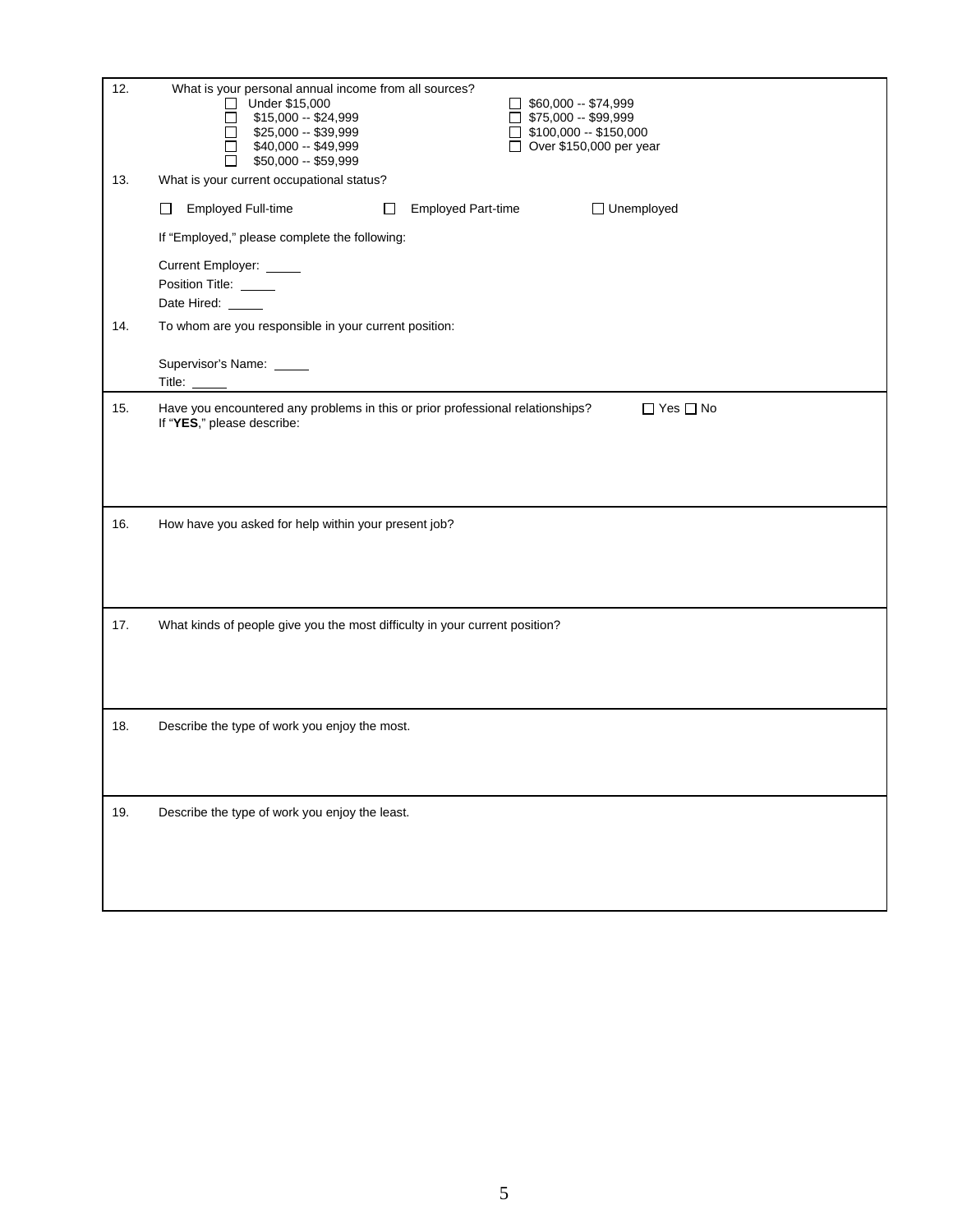12. What is your personal annual income from all sources?

- ☐ Under $15,000
- ☐ $15,000 -- $24,999
- ☐ $25,000 -- $39,999
- ☐ $40,000 -- $49,999
- ☐ $50,000 -- $59,999
- ☐ $60,000 -- $74,999
- ☐ $75,000 -- $99,999
- ☐ $100,000 -- $150,000
- ☐ Over $150,000 per year

13. What is your current occupational status?

☐ Employed Full-time ☐ Employed Part-time ☐ Unemployed

If "Employed," please complete the following:

Current Employer: _____

Position Title: _____

Date Hired: _____

14. To whom are you responsible in your current position:

Supervisor's Name: _____

Title: _____

15. Have you encountered any problems in this or prior professional relationships? ☐ Yes ☐ No

If "**YES**," please describe:

16. How have you asked for help within your present job?

17. What kinds of people give you the most difficulty in your current position?

18. Describe the type of work you enjoy the most.

19. Describe the type of work you enjoy the least.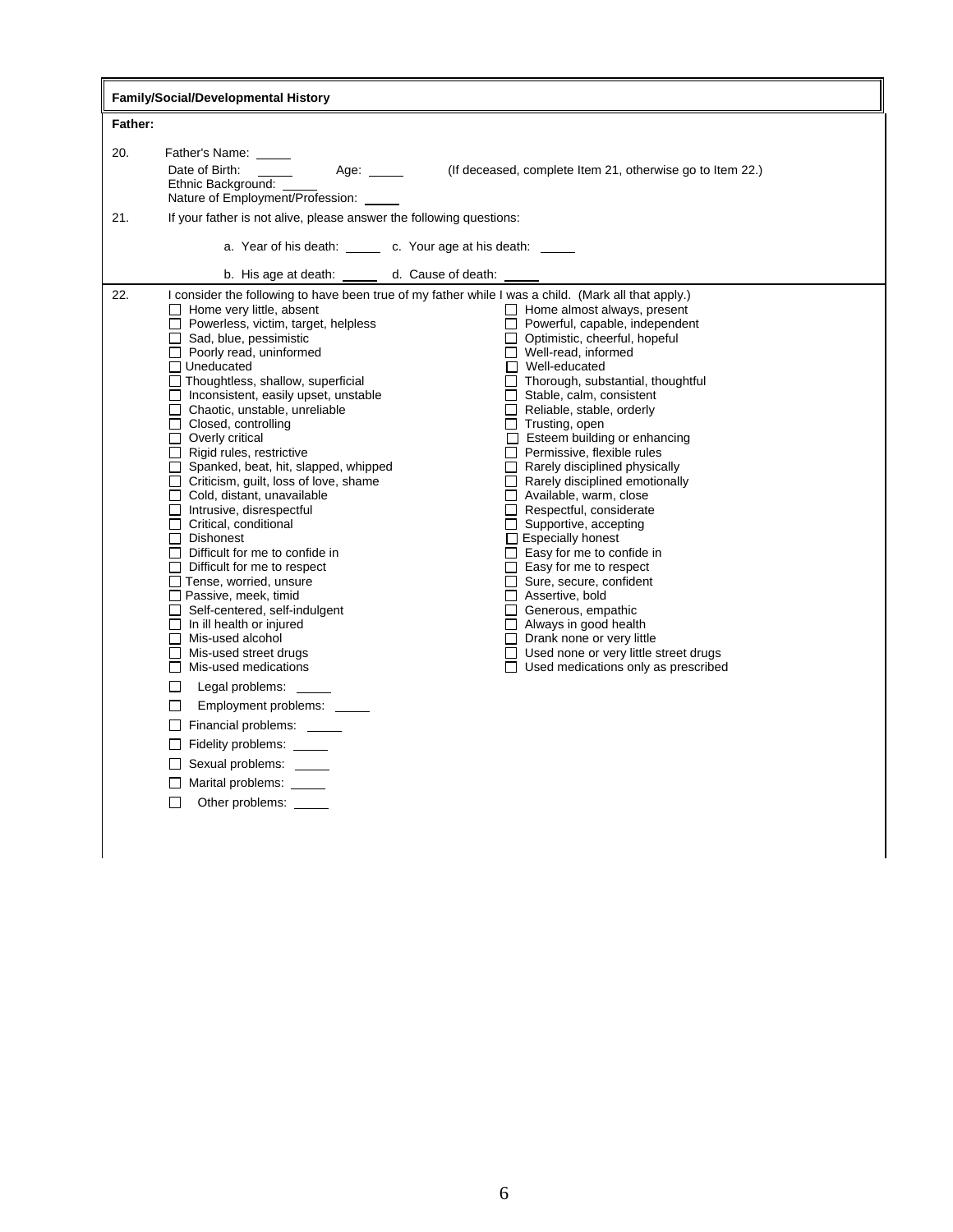**Family/Social/Developmental History**

**Father:**

20. Father's Name: _____
    Date of Birth: _____ Age: _____ (If deceased, complete Item 21, otherwise go to Item 22.)
    Ethnic Background: _____
    Nature of Employment/Profession: _____

21. If your father is not alive, please answer the following questions:

    a. Year of his death: _____ c. Your age at his death: _____

    b. His age at death: _____ d. Cause of death: _____

22. I consider the following to have been true of my father while I was a child. (Mark all that apply.)

| | |
|---|---|
| ☐ Home very little, absent | ☐ Home almost always, present |
| ☐ Powerless, victim, target, helpless | ☐ Powerful, capable, independent |
| ☐ Sad, blue, pessimistic | ☐ Optimistic, cheerful, hopeful |
| ☐ Poorly read, uninformed | ☐ Well-read, informed |
| ☐ Uneducated | ☐ Well-educated |
| ☐ Thoughtless, shallow, superficial | ☐ Thorough, substantial, thoughtful |
| ☐ Inconsistent, easily upset, unstable | ☐ Stable, calm, consistent |
| ☐ Chaotic, unstable, unreliable | ☐ Reliable, stable, orderly |
| ☐ Closed, controlling | ☐ Trusting, open |
| ☐ Overly critical | ☐ Esteem building or enhancing |
| ☐ Rigid rules, restrictive | ☐ Permissive, flexible rules |
| ☐ Spanked, beat, hit, slapped, whipped | ☐ Rarely disciplined physically |
| ☐ Criticism, guilt, loss of love, shame | ☐ Rarely disciplined emotionally |
| ☐ Cold, distant, unavailable | ☐ Available, warm, close |
| ☐ Intrusive, disrespectful | ☐ Respectful, considerate |
| ☐ Critical, conditional | ☐ Supportive, accepting |
| ☐ Dishonest | ☐ Especially honest |
| ☐ Difficult for me to confide in | ☐ Easy for me to confide in |
| ☐ Difficult for me to respect | ☐ Easy for me to respect |
| ☐ Tense, worried, unsure | ☐ Sure, secure, confident |
| ☐ Passive, meek, timid | ☐ Assertive, bold |
| ☐ Self-centered, self-indulgent | ☐ Generous, empathic |
| ☐ In ill health or injured | ☐ Always in good health |
| ☐ Mis-used alcohol | ☐ Drank none or very little |
| ☐ Mis-used street drugs | ☐ Used none or very little street drugs |
| ☐ Mis-used medications | ☐ Used medications only as prescribed |

☐ Legal problems: _____

☐ Employment problems: _____

☐ Financial problems: _____

☐ Fidelity problems: _____

☐ Sexual problems: _____

☐ Marital problems: _____

☐ Other problems: _____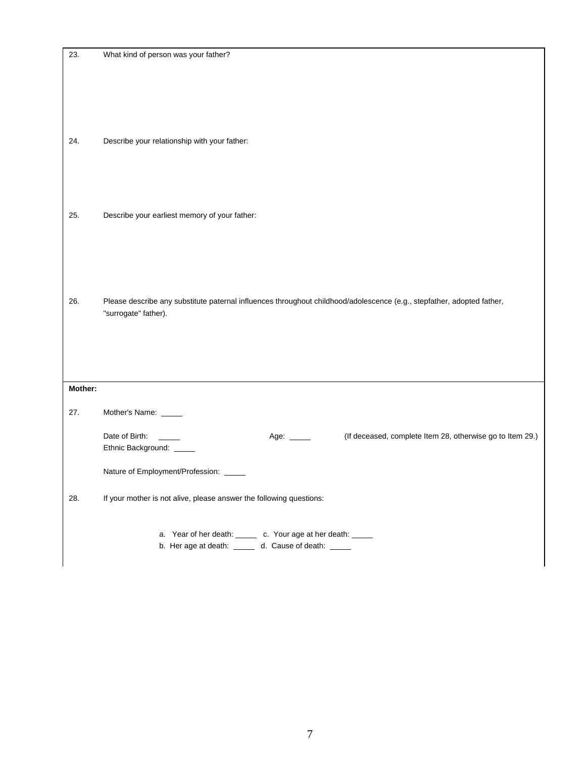23. What kind of person was your father?

24. Describe your relationship with your father:

25. Describe your earliest memory of your father:

26. Please describe any substitute paternal influences throughout childhood/adolescence (e.g., stepfather, adopted father, "surrogate" father).

**Mother:**

27. Mother's Name: _____

Date of Birth: _____ Age: _____ (If deceased, complete Item 28, otherwise go to Item 29.)

Ethnic Background: _____

Nature of Employment/Profession: _____

28. If your mother is not alive, please answer the following questions:

a. Year of her death: _____ c. Your age at her death: _____

b. Her age at death: _____ d. Cause of death: _____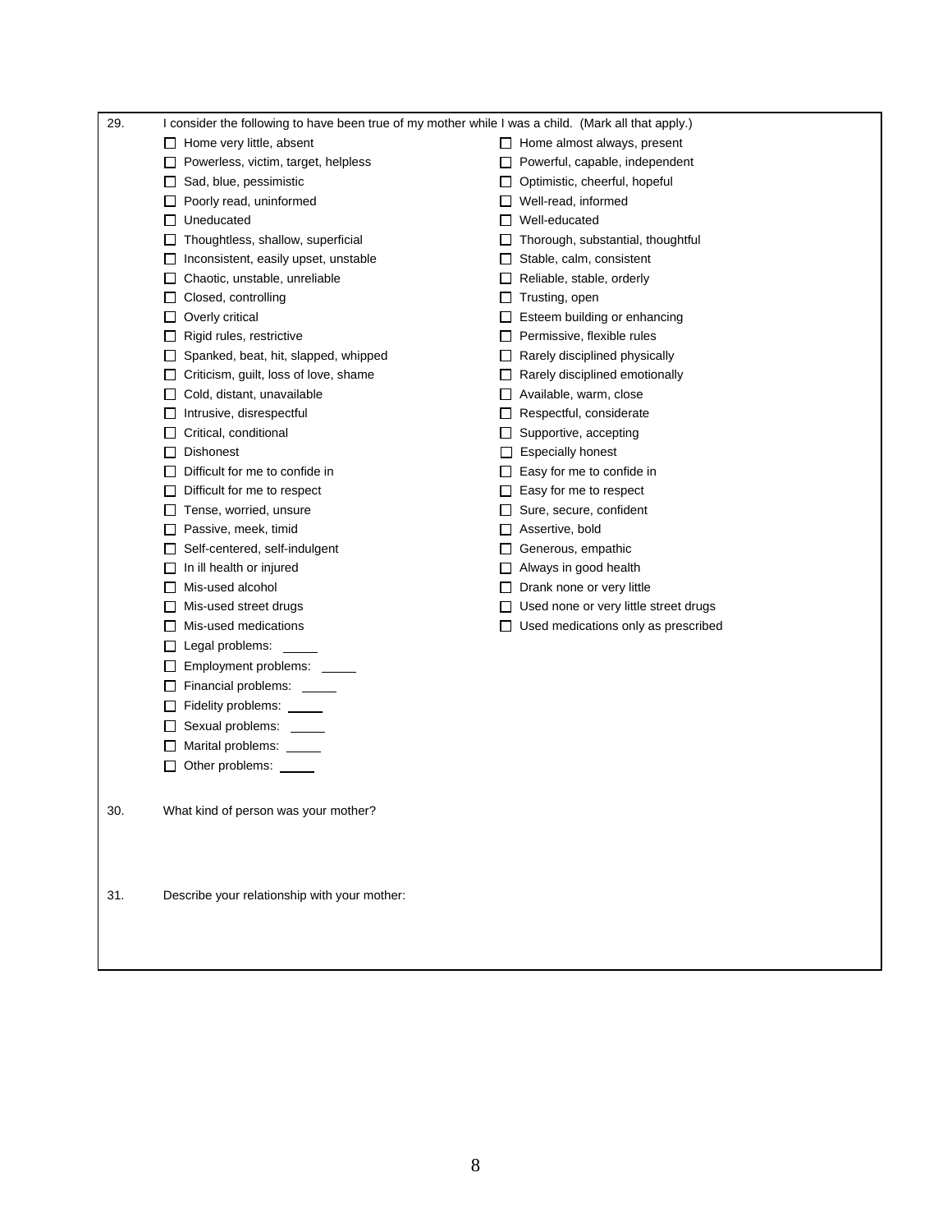29. I consider the following to have been true of my mother while I was a child. (Mark all that apply.)

- ☐ Home very little, absent
- ☐ Powerless, victim, target, helpless
- ☐ Sad, blue, pessimistic
- ☐ Poorly read, uninformed
- ☐ Uneducated
- ☐ Thoughtless, shallow, superficial
- ☐ Inconsistent, easily upset, unstable
- ☐ Chaotic, unstable, unreliable
- ☐ Closed, controlling
- ☐ Overly critical
- ☐ Rigid rules, restrictive
- ☐ Spanked, beat, hit, slapped, whipped
- ☐ Criticism, guilt, loss of love, shame
- ☐ Cold, distant, unavailable
- ☐ Intrusive, disrespectful
- ☐ Critical, conditional
- ☐ Dishonest
- ☐ Difficult for me to confide in
- ☐ Difficult for me to respect
- ☐ Tense, worried, unsure
- ☐ Passive, meek, timid
- ☐ Self-centered, self-indulgent
- ☐ In ill health or injured
- ☐ Mis-used alcohol
- ☐ Mis-used street drugs
- ☐ Mis-used medications
- ☐ Legal problems: _____
- ☐ Employment problems: _____
- ☐ Financial problems: _____
- ☐ Fidelity problems: _____
- ☐ Sexual problems: _____
- ☐ Marital problems: _____
- ☐ Other problems: _____

- ☐ Home almost always, present
- ☐ Powerful, capable, independent
- ☐ Optimistic, cheerful, hopeful
- ☐ Well-read, informed
- ☐ Well-educated
- ☐ Thorough, substantial, thoughtful
- ☐ Stable, calm, consistent
- ☐ Reliable, stable, orderly
- ☐ Trusting, open
- ☐ Esteem building or enhancing
- ☐ Permissive, flexible rules
- ☐ Rarely disciplined physically
- ☐ Rarely disciplined emotionally
- ☐ Available, warm, close
- ☐ Respectful, considerate
- ☐ Supportive, accepting
- ☐ Especially honest
- ☐ Easy for me to confide in
- ☐ Easy for me to respect
- ☐ Sure, secure, confident
- ☐ Assertive, bold
- ☐ Generous, empathic
- ☐ Always in good health
- ☐ Drank none or very little
- ☐ Used none or very little street drugs
- ☐ Used medications only as prescribed

30. What kind of person was your mother?

31. Describe your relationship with your mother: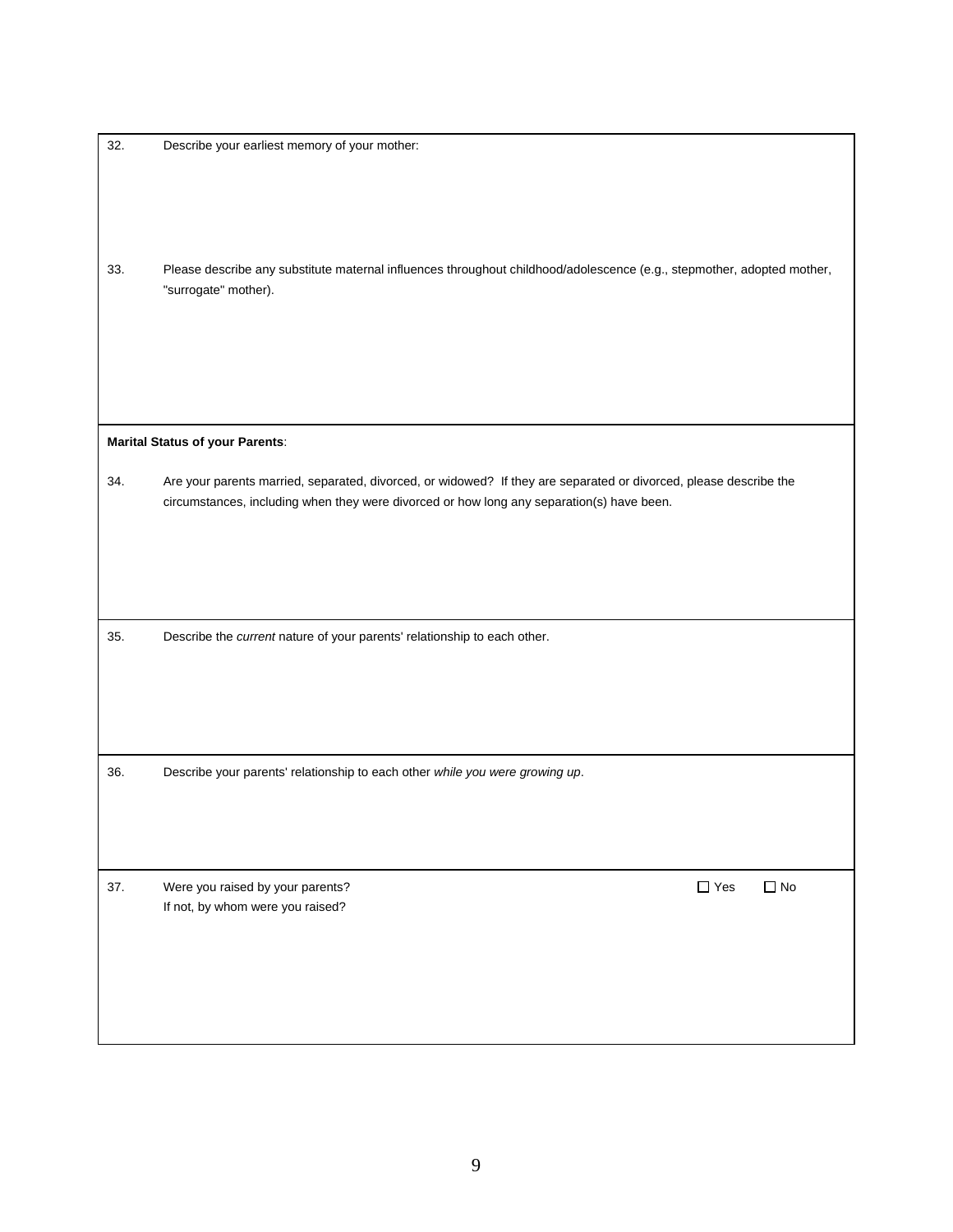32. Describe your earliest memory of your mother:

33. Please describe any substitute maternal influences throughout childhood/adolescence (e.g., stepmother, adopted mother, "surrogate" mother).

**Marital Status of your Parents**:

34. Are your parents married, separated, divorced, or widowed? If they are separated or divorced, please describe the circumstances, including when they were divorced or how long any separation(s) have been.

35. Describe the *current* nature of your parents' relationship to each other.

36. Describe your parents' relationship to each other *while you were growing up*.

37. Were you raised by your parents? ☐ Yes ☐ No
If not, by whom were you raised?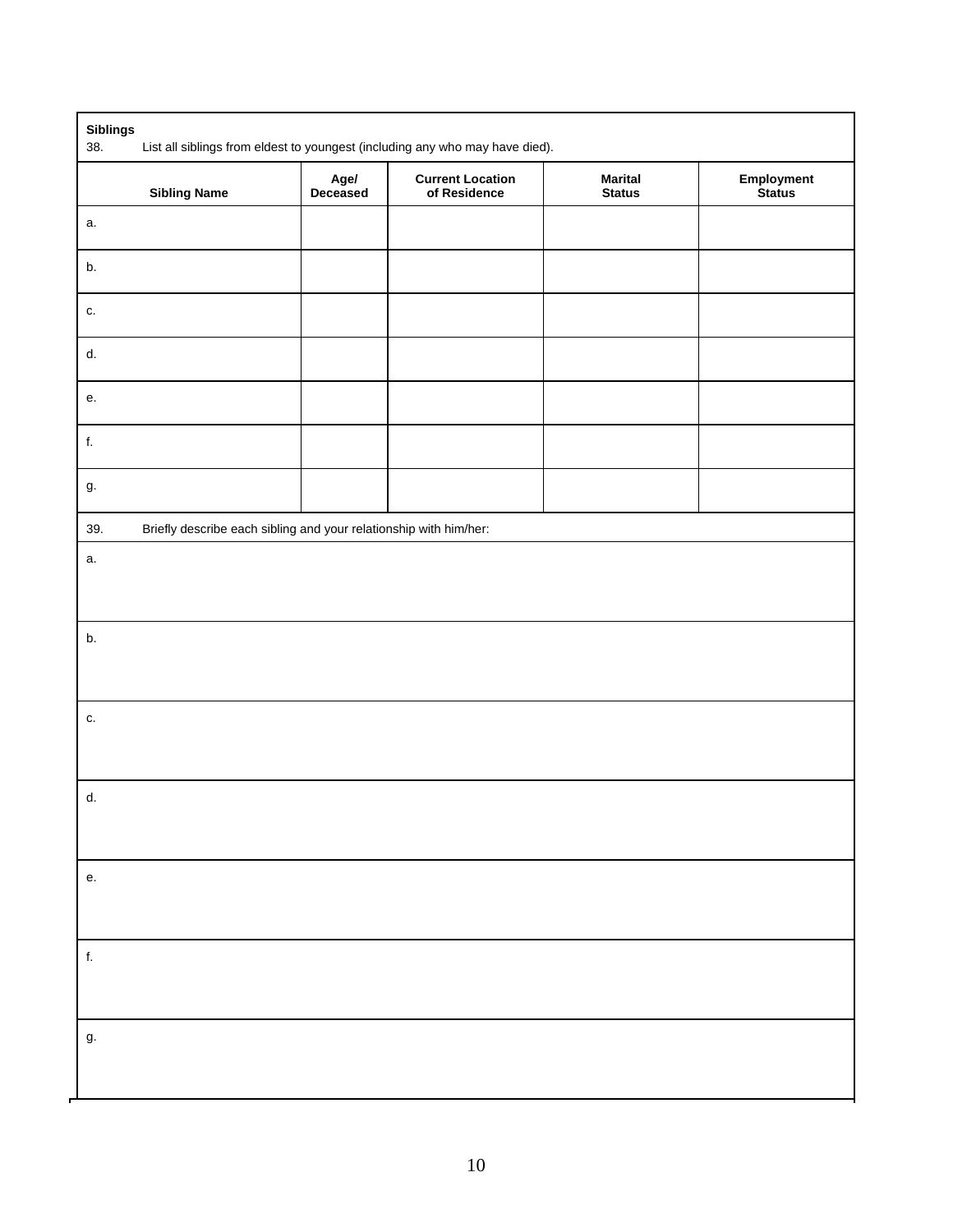**Siblings**

38. List all siblings from eldest to youngest (including any who may have died).

| Sibling Name | Age/ Deceased | Current Location of Residence | Marital Status | Employment Status |
|---|---|---|---|---|
| a. | | | | |
| b. | | | | |
| c. | | | | |
| d. | | | | |
| e. | | | | |
| f. | | | | |
| g. | | | | |

39. Briefly describe each sibling and your relationship with him/her:

a.

b.

c.

d.

e.

f.

g.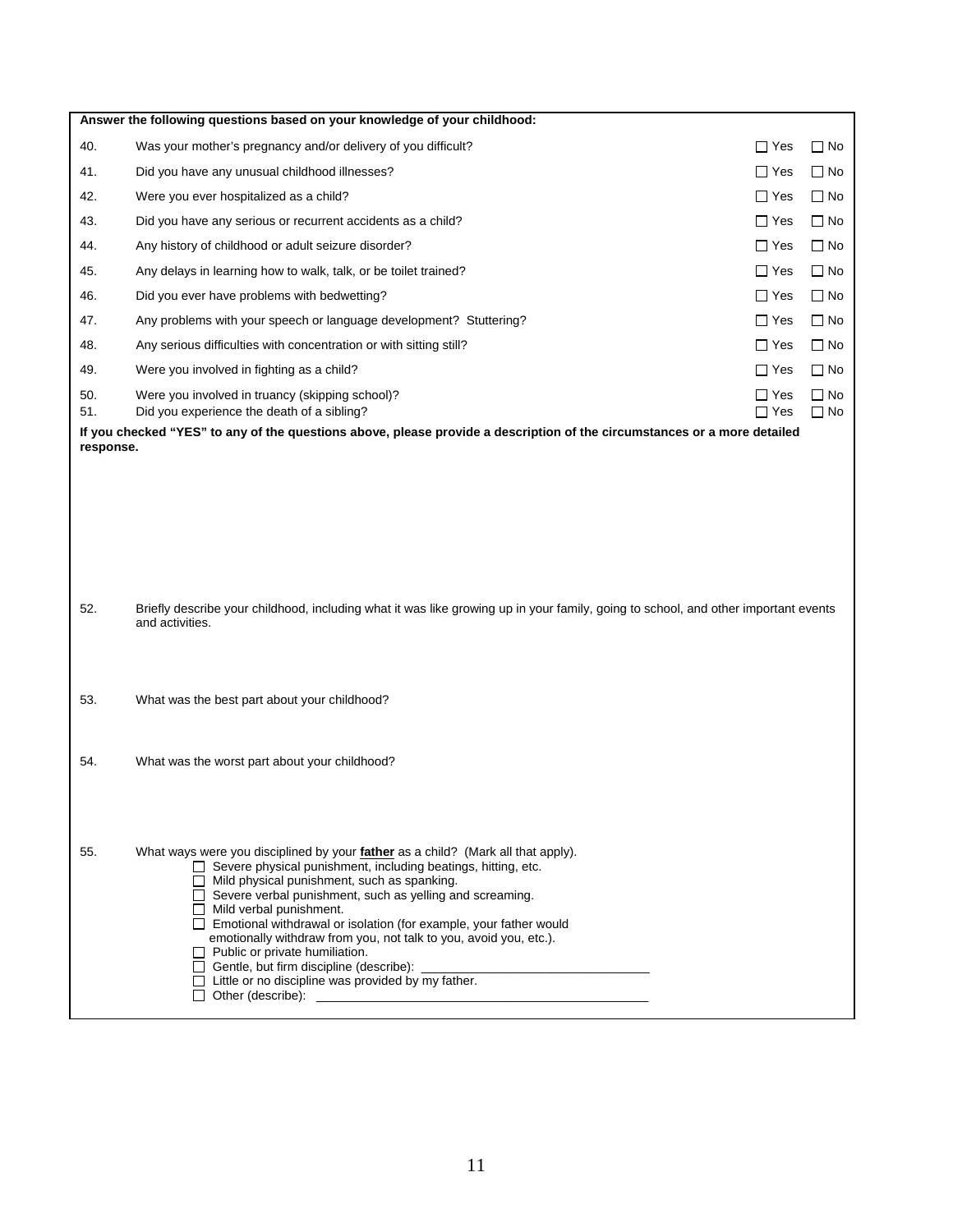**Answer the following questions based on your knowledge of your childhood:**

| | | Yes | No |
|---|---|---|---|
| 40. | Was your mother's pregnancy and/or delivery of you difficult? | ☐ Yes | ☐ No |
| 41. | Did you have any unusual childhood illnesses? | ☐ Yes | ☐ No |
| 42. | Were you ever hospitalized as a child? | ☐ Yes | ☐ No |
| 43. | Did you have any serious or recurrent accidents as a child? | ☐ Yes | ☐ No |
| 44. | Any history of childhood or adult seizure disorder? | ☐ Yes | ☐ No |
| 45. | Any delays in learning how to walk, talk, or be toilet trained? | ☐ Yes | ☐ No |
| 46. | Did you ever have problems with bedwetting? | ☐ Yes | ☐ No |
| 47. | Any problems with your speech or language development? Stuttering? | ☐ Yes | ☐ No |
| 48. | Any serious difficulties with concentration or with sitting still? | ☐ Yes | ☐ No |
| 49. | Were you involved in fighting as a child? | ☐ Yes | ☐ No |
| 50. | Were you involved in truancy (skipping school)? | ☐ Yes | ☐ No |
| 51. | Did you experience the death of a sibling? | ☐ Yes | ☐ No |

**If you checked "YES" to any of the questions above, please provide a description of the circumstances or a more detailed response.**

52. Briefly describe your childhood, including what it was like growing up in your family, going to school, and other important events and activities.

53. What was the best part about your childhood?

54. What was the worst part about your childhood?

55. What ways were you disciplined by your **father** as a child? (Mark all that apply).
   - ☐ Severe physical punishment, including beatings, hitting, etc.
   - ☐ Mild physical punishment, such as spanking.
   - ☐ Severe verbal punishment, such as yelling and screaming.
   - ☐ Mild verbal punishment.
   - ☐ Emotional withdrawal or isolation (for example, your father would emotionally withdraw from you, not talk to you, avoid you, etc.).
   - ☐ Public or private humiliation.
   - ☐ Gentle, but firm discipline (describe): ______________________________
   - ☐ Little or no discipline was provided by my father.
   - ☐ Other (describe): ______________________________________________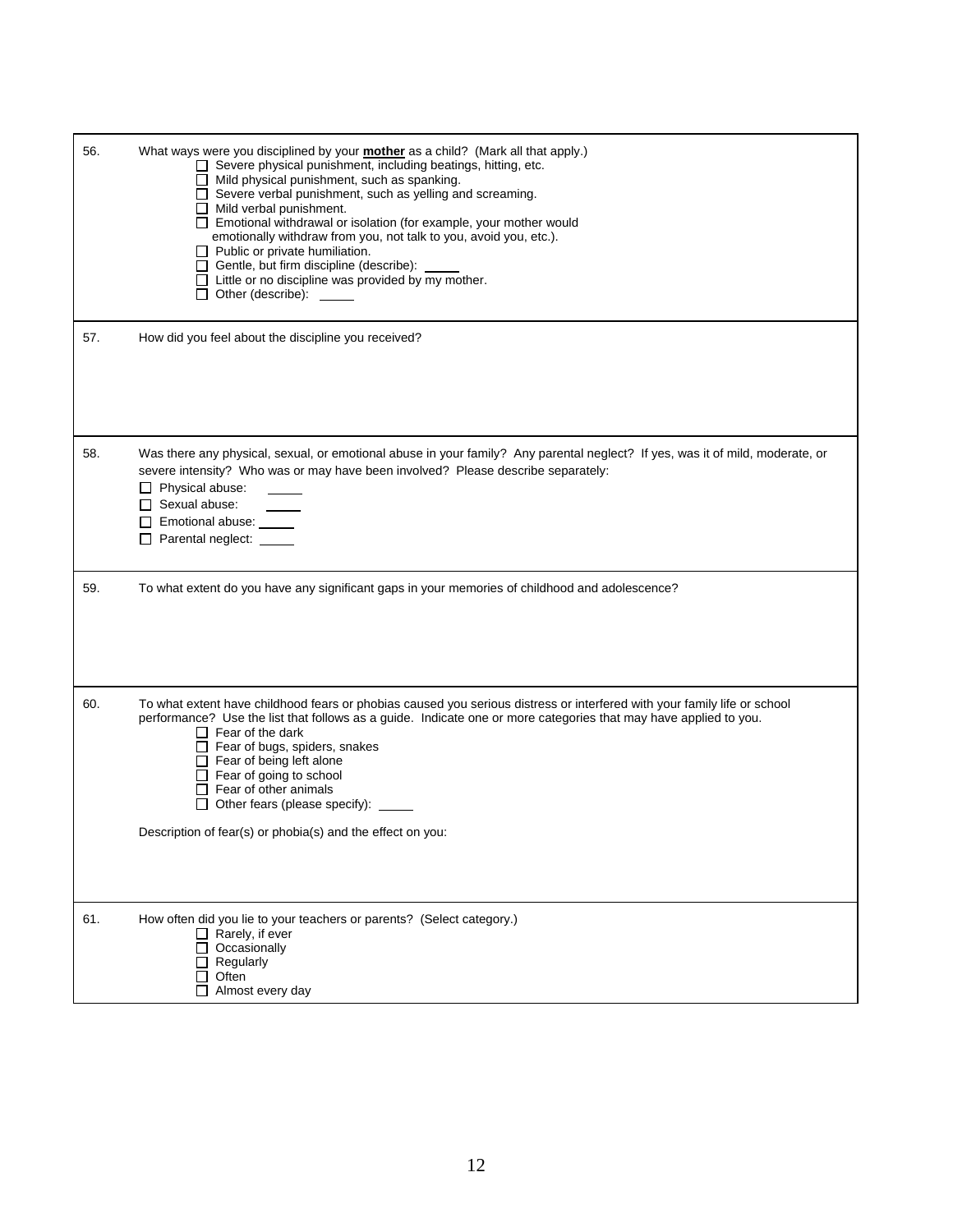56. What ways were you disciplined by your **mother** as a child? (Mark all that apply.)

- ☐ Severe physical punishment, including beatings, hitting, etc.
- ☐ Mild physical punishment, such as spanking.
- ☐ Severe verbal punishment, such as yelling and screaming.
- ☐ Mild verbal punishment.
- ☐ Emotional withdrawal or isolation (for example, your mother would emotionally withdraw from you, not talk to you, avoid you, etc.).
- ☐ Public or private humiliation.
- ☐ Gentle, but firm discipline (describe): _____
- ☐ Little or no discipline was provided by my mother.
- ☐ Other (describe): _____

57. How did you feel about the discipline you received?

58. Was there any physical, sexual, or emotional abuse in your family? Any parental neglect? If yes, was it of mild, moderate, or severe intensity? Who was or may have been involved? Please describe separately:

- ☐ Physical abuse: _____
- ☐ Sexual abuse: _____
- ☐ Emotional abuse: _____
- ☐ Parental neglect: _____

59. To what extent do you have any significant gaps in your memories of childhood and adolescence?

60. To what extent have childhood fears or phobias caused you serious distress or interfered with your family life or school performance? Use the list that follows as a guide. Indicate one or more categories that may have applied to you.

- ☐ Fear of the dark
- ☐ Fear of bugs, spiders, snakes
- ☐ Fear of being left alone
- ☐ Fear of going to school
- ☐ Fear of other animals
- ☐ Other fears (please specify): _____

Description of fear(s) or phobia(s) and the effect on you:

61. How often did you lie to your teachers or parents? (Select category.)

- ☐ Rarely, if ever
- ☐ Occasionally
- ☐ Regularly
- ☐ Often
- ☐ Almost every day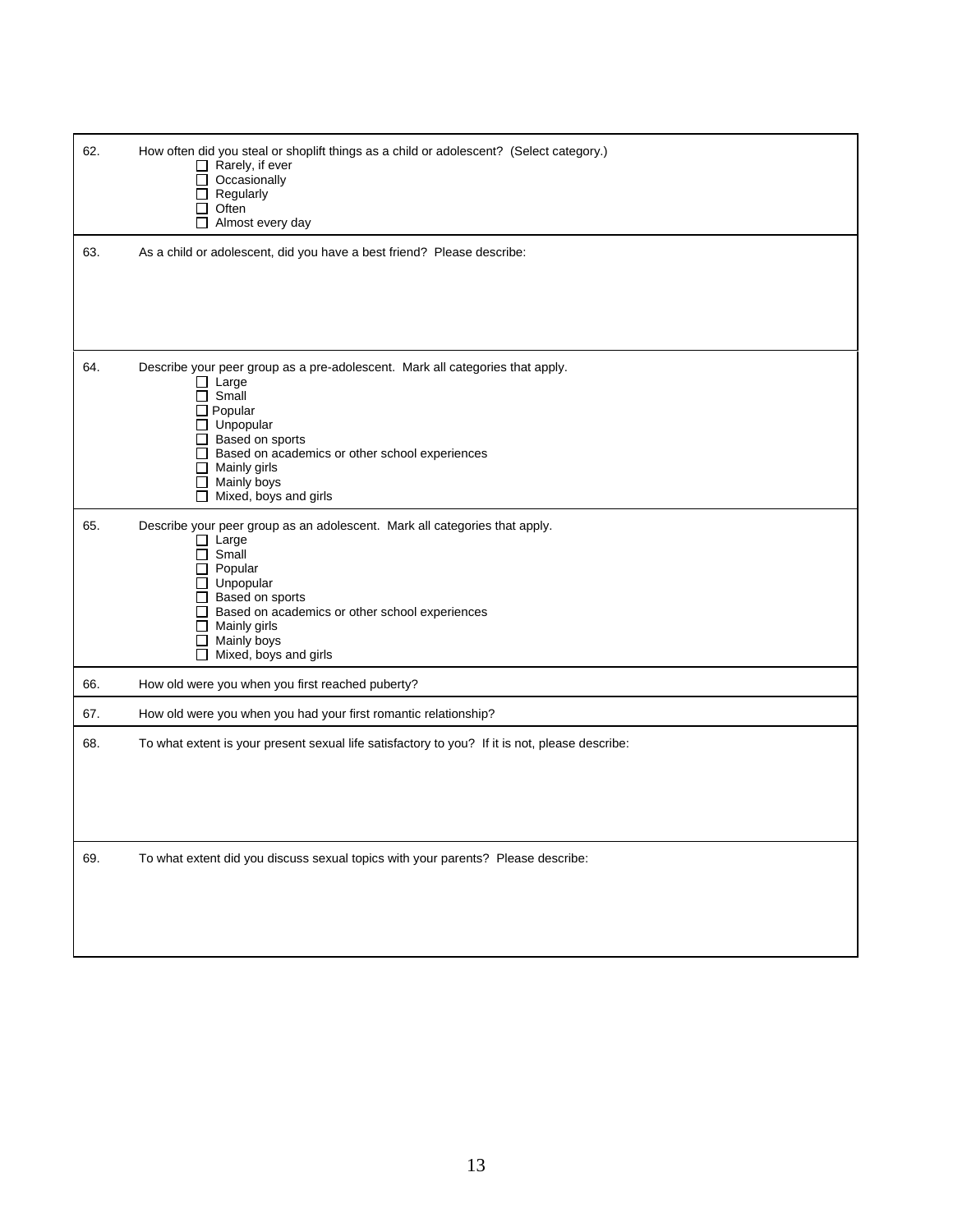62. How often did you steal or shoplift things as a child or adolescent? (Select category.)

- ☐ Rarely, if ever
- ☐ Occasionally
- ☐ Regularly
- ☐ Often
- ☐ Almost every day

63. As a child or adolescent, did you have a best friend? Please describe:

64. Describe your peer group as a pre-adolescent. Mark all categories that apply.

- ☐ Large
- ☐ Small
- ☐ Popular
- ☐ Unpopular
- ☐ Based on sports
- ☐ Based on academics or other school experiences
- ☐ Mainly girls
- ☐ Mainly boys
- ☐ Mixed, boys and girls

65. Describe your peer group as an adolescent. Mark all categories that apply.

- ☐ Large
- ☐ Small
- ☐ Popular
- ☐ Unpopular
- ☐ Based on sports
- ☐ Based on academics or other school experiences
- ☐ Mainly girls
- ☐ Mainly boys
- ☐ Mixed, boys and girls

66. How old were you when you first reached puberty?

67. How old were you when you had your first romantic relationship?

68. To what extent is your present sexual life satisfactory to you? If it is not, please describe:

69. To what extent did you discuss sexual topics with your parents? Please describe: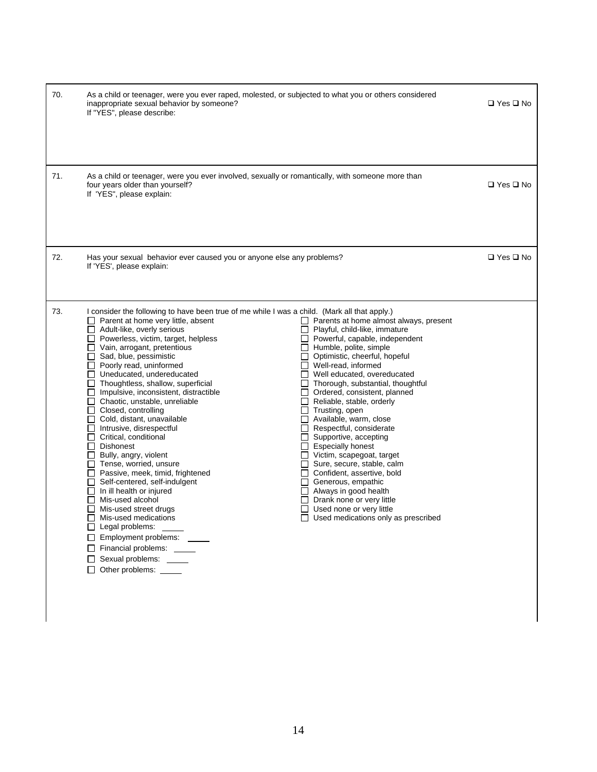70. As a child or teenager, were you ever raped, molested, or subjected to what you or others considered inappropriate sexual behavior by someone? ☐ Yes ☐ No
If "YES", please describe:

71. As a child or teenager, were you ever involved, sexually or romantically, with someone more than four years older than yourself? ☐ Yes ☐ No
If 'YES", please explain:

72. Has your sexual behavior ever caused you or anyone else any problems? ☐ Yes ☐ No
If 'YES', please explain:

73. I consider the following to have been true of me while I was a child. (Mark all that apply.)

- ☐ Parent at home very little, absent
- ☐ Adult-like, overly serious
- ☐ Powerless, victim, target, helpless
- ☐ Vain, arrogant, pretentious
- ☐ Sad, blue, pessimistic
- ☐ Poorly read, uninformed
- ☐ Uneducated, undereducated
- ☐ Thoughtless, shallow, superficial
- ☐ Impulsive, inconsistent, distractible
- ☐ Chaotic, unstable, unreliable
- ☐ Closed, controlling
- ☐ Cold, distant, unavailable
- ☐ Intrusive, disrespectful
- ☐ Critical, conditional
- ☐ Dishonest
- ☐ Bully, angry, violent
- ☐ Tense, worried, unsure
- ☐ Passive, meek, timid, frightened
- ☐ Self-centered, self-indulgent
- ☐ In ill health or injured
- ☐ Mis-used alcohol
- ☐ Mis-used street drugs
- ☐ Mis-used medications
- ☐ Legal problems: _____
- ☐ Employment problems: _____
- ☐ Financial problems: _____
- ☐ Sexual problems: _____
- ☐ Other problems: _____
- ☐ Parents at home almost always, present
- ☐ Playful, child-like, immature
- ☐ Powerful, capable, independent
- ☐ Humble, polite, simple
- ☐ Optimistic, cheerful, hopeful
- ☐ Well-read, informed
- ☐ Well educated, overeducated
- ☐ Thorough, substantial, thoughtful
- ☐ Ordered, consistent, planned
- ☐ Reliable, stable, orderly
- ☐ Trusting, open
- ☐ Available, warm, close
- ☐ Respectful, considerate
- ☐ Supportive, accepting
- ☐ Especially honest
- ☐ Victim, scapegoat, target
- ☐ Sure, secure, stable, calm
- ☐ Confident, assertive, bold
- ☐ Generous, empathic
- ☐ Always in good health
- ☐ Drank none or very little
- ☐ Used none or very little
- ☐ Used medications only as prescribed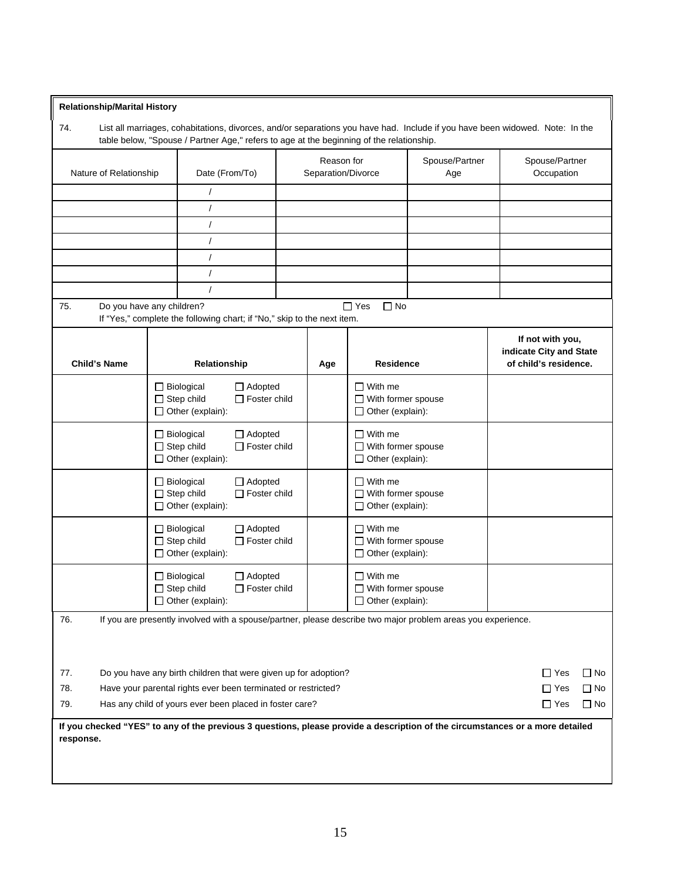**Relationship/Marital History**

74. List all marriages, cohabitations, divorces, and/or separations you have had. Include if you have been widowed. Note: In the table below, "Spouse / Partner Age," refers to age at the beginning of the relationship.

| Nature of Relationship | Date (From/To) | Reason for Separation/Divorce | Spouse/Partner Age | Spouse/Partner Occupation |
|---|---|---|---|---|
| | / | | | |
| | / | | | |
| | / | | | |
| | / | | | |
| | / | | | |
| | / | | | |
| | / | | | |

75. Do you have any children? ☐ Yes ☐ No
If "Yes," complete the following chart; if "No," skip to the next item.

| Child's Name | Relationship | Age | Residence | If not with you, indicate City and State of child's residence. |
|---|---|---|---|---|
| | ☐ Biological ☐ Adopted ☐ Step child ☐ Foster child ☐ Other (explain): | | ☐ With me ☐ With former spouse ☐ Other (explain): | |
| | ☐ Biological ☐ Adopted ☐ Step child ☐ Foster child ☐ Other (explain): | | ☐ With me ☐ With former spouse ☐ Other (explain): | |
| | ☐ Biological ☐ Adopted ☐ Step child ☐ Foster child ☐ Other (explain): | | ☐ With me ☐ With former spouse ☐ Other (explain): | |
| | ☐ Biological ☐ Adopted ☐ Step child ☐ Foster child ☐ Other (explain): | | ☐ With me ☐ With former spouse ☐ Other (explain): | |
| | ☐ Biological ☐ Adopted ☐ Step child ☐ Foster child ☐ Other (explain): | | ☐ With me ☐ With former spouse ☐ Other (explain): | |

76. If you are presently involved with a spouse/partner, please describe two major problem areas you experience.

77. Do you have any birth children that were given up for adoption? ☐ Yes ☐ No

78. Have your parental rights ever been terminated or restricted? ☐ Yes ☐ No

79. Has any child of yours ever been placed in foster care? ☐ Yes ☐ No

**If you checked "YES" to any of the previous 3 questions, please provide a description of the circumstances or a more detailed response.**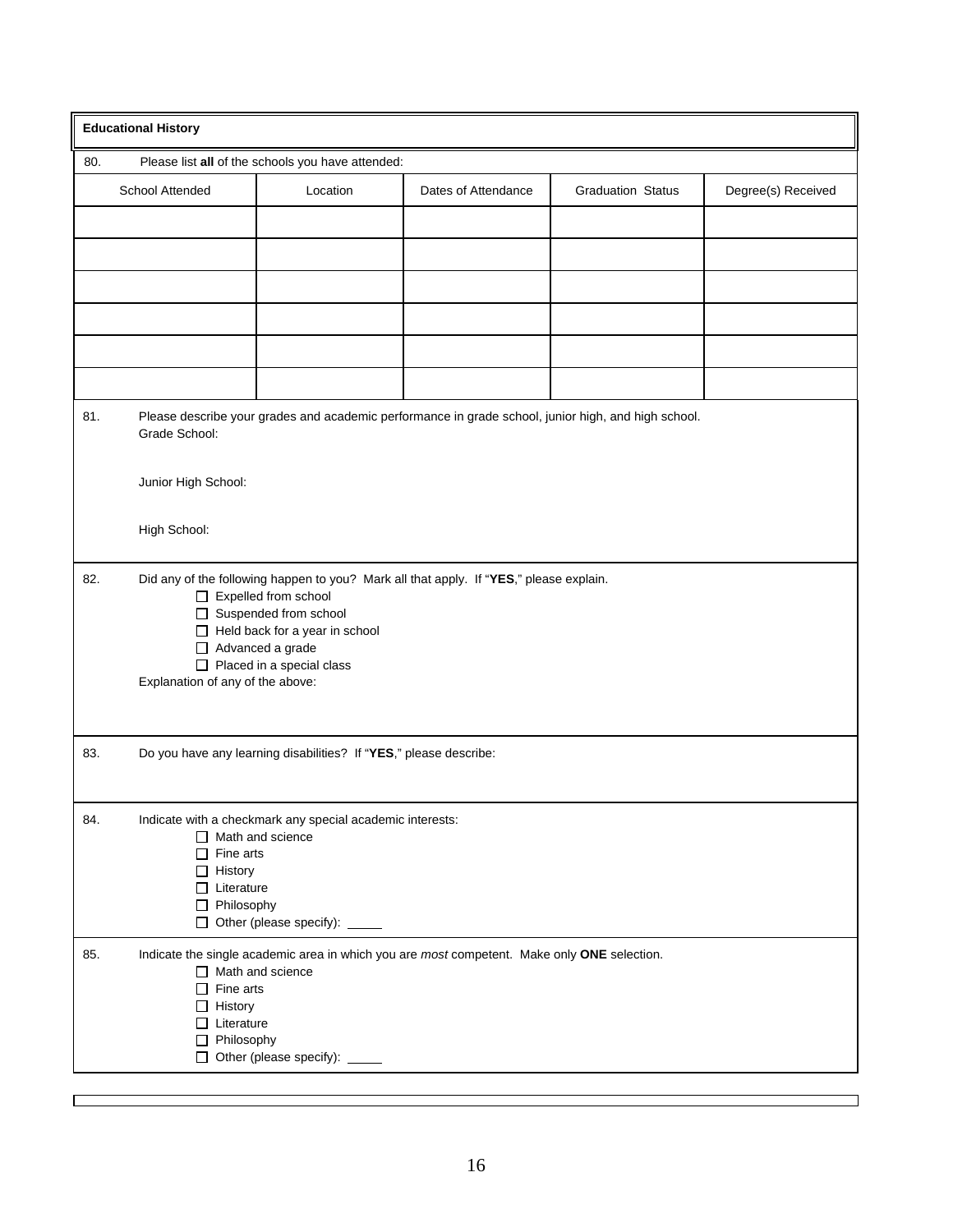## Educational History

80. Please list **all** of the schools you have attended:

| School Attended | Location | Dates of Attendance | Graduation Status | Degree(s) Received |
|---|---|---|---|---|
| | | | | |
| | | | | |
| | | | | |
| | | | | |
| | | | | |
| | | | | |

81. Please describe your grades and academic performance in grade school, junior high, and high school.

Grade School:

Junior High School:

High School:

82. Did any of the following happen to you? Mark all that apply. If "**YES**," please explain.

- ☐ Expelled from school
- ☐ Suspended from school
- ☐ Held back for a year in school
- ☐ Advanced a grade
- ☐ Placed in a special class

Explanation of any of the above:

83. Do you have any learning disabilities? If "**YES**," please describe:

84. Indicate with a checkmark any special academic interests:

- ☐ Math and science
- ☐ Fine arts
- ☐ History
- ☐ Literature
- ☐ Philosophy
- ☐ Other (please specify): _____

85. Indicate the single academic area in which you are *most* competent. Make only **ONE** selection.

- ☐ Math and science
- ☐ Fine arts
- ☐ History
- ☐ Literature
- ☐ Philosophy
- ☐ Other (please specify): _____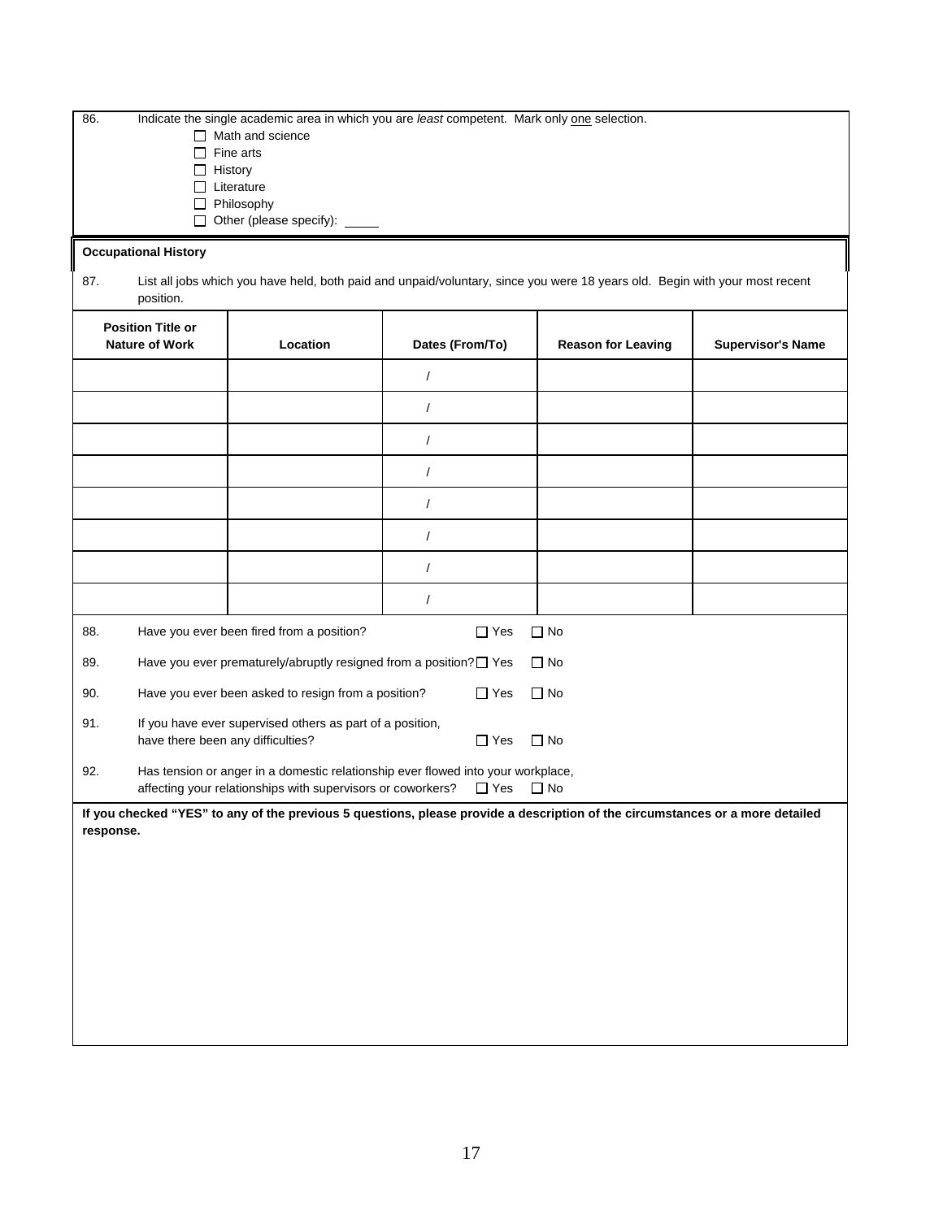86. Indicate the single academic area in which you are *least* competent. Mark only <u>one</u> selection.

- ☐ Math and science
- ☐ Fine arts
- ☐ History
- ☐ Literature
- ☐ Philosophy
- ☐ Other (please specify): _____

**Occupational History**

87. List all jobs which you have held, both paid and unpaid/voluntary, since you were 18 years old. Begin with your most recent position.

| Position Title or Nature of Work | Location | Dates (From/To) | Reason for Leaving | Supervisor's Name |
|---|---|---|---|---|
| | | / | | |
| | | / | | |
| | | / | | |
| | | / | | |
| | | / | | |
| | | / | | |
| | | / | | |
| | | / | | |

88. Have you ever been fired from a position? ☐ Yes ☐ No

89. Have you ever prematurely/abruptly resigned from a position? ☐ Yes ☐ No

90. Have you ever been asked to resign from a position? ☐ Yes ☐ No

91. If you have ever supervised others as part of a position, have there been any difficulties? ☐ Yes ☐ No

92. Has tension or anger in a domestic relationship ever flowed into your workplace, affecting your relationships with supervisors or coworkers? ☐ Yes ☐ No

**If you checked "YES" to any of the previous 5 questions, please provide a description of the circumstances or a more detailed response.**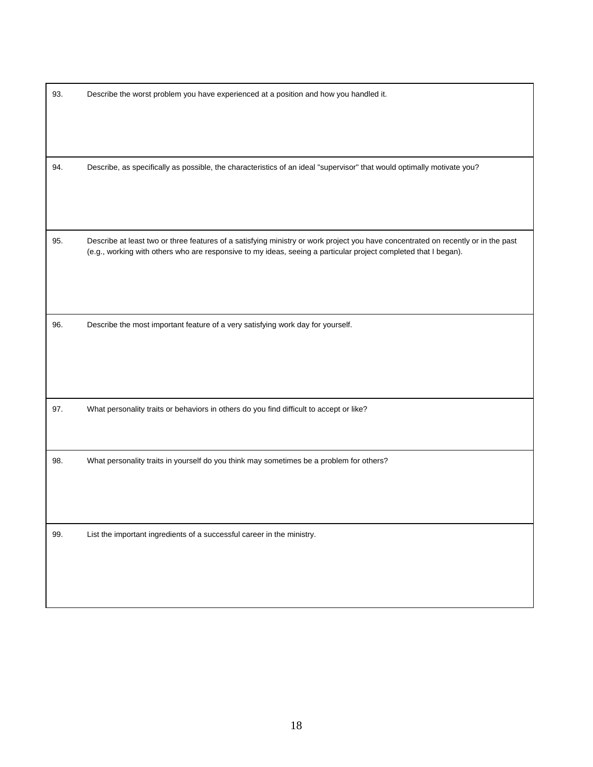| | |
|---|---|
| 93. | Describe the worst problem you have experienced at a position and how you handled it. |
| 94. | Describe, as specifically as possible, the characteristics of an ideal "supervisor" that would optimally motivate you? |
| 95. | Describe at least two or three features of a satisfying ministry or work project you have concentrated on recently or in the past (e.g., working with others who are responsive to my ideas, seeing a particular project completed that I began). |
| 96. | Describe the most important feature of a very satisfying work day for yourself. |
| 97. | What personality traits or behaviors in others do you find difficult to accept or like? |
| 98. | What personality traits in yourself do you think may sometimes be a problem for others? |
| 99. | List the important ingredients of a successful career in the ministry. |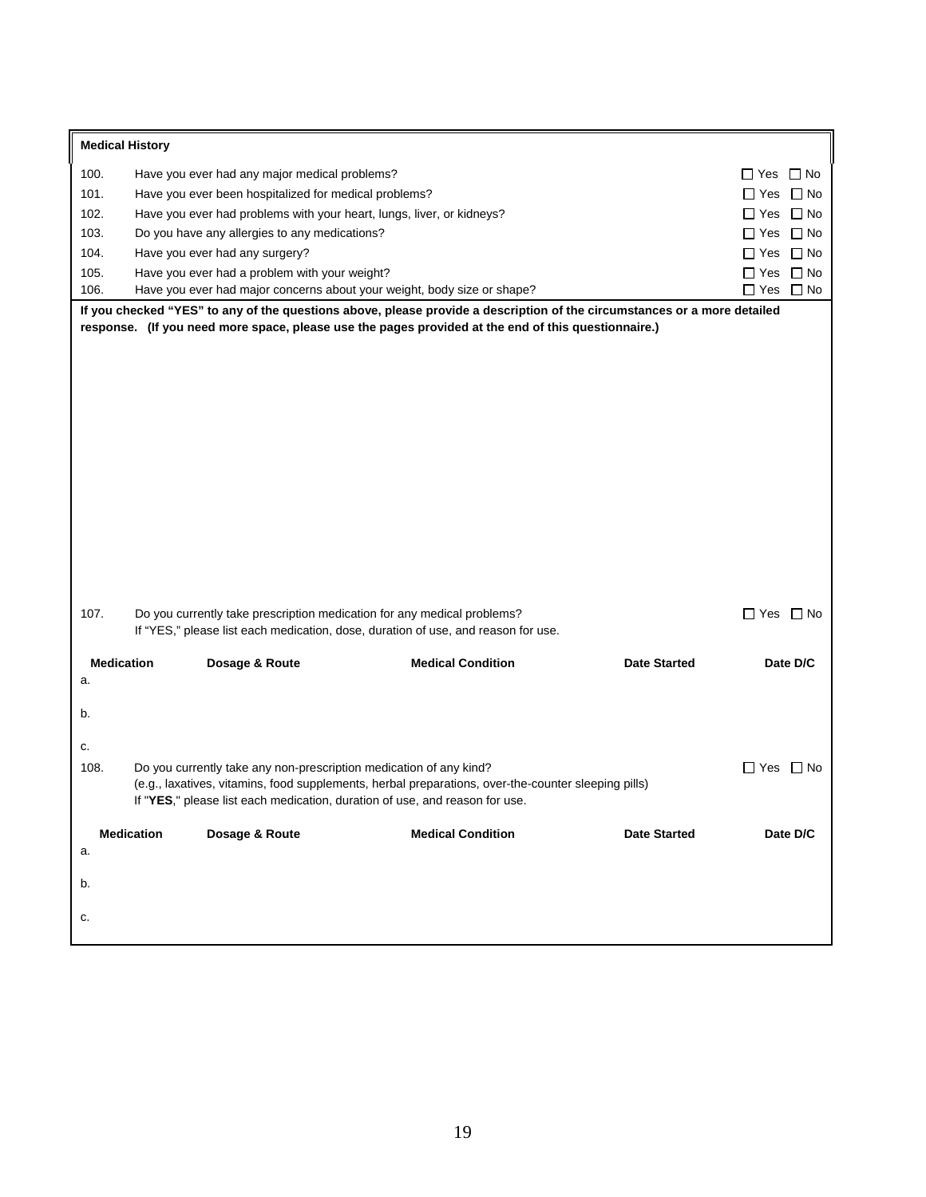**Medical History**

| | | |
|---|---|---|
| 100. | Have you ever had any major medical problems? | ☐ Yes ☐ No |
| 101. | Have you ever been hospitalized for medical problems? | ☐ Yes ☐ No |
| 102. | Have you ever had problems with your heart, lungs, liver, or kidneys? | ☐ Yes ☐ No |
| 103. | Do you have any allergies to any medications? | ☐ Yes ☐ No |
| 104. | Have you ever had any surgery? | ☐ Yes ☐ No |
| 105. | Have you ever had a problem with your weight? | ☐ Yes ☐ No |
| 106. | Have you ever had major concerns about your weight, body size or shape? | ☐ Yes ☐ No |

**If you checked "YES" to any of the questions above, please provide a description of the circumstances or a more detailed response. (If you need more space, please use the pages provided at the end of this questionnaire.)**

107. Do you currently take prescription medication for any medical problems? ☐ Yes ☐ No
If "YES," please list each medication, dose, duration of use, and reason for use.

| | Medication | Dosage & Route | Medical Condition | Date Started | Date D/C |
|---|---|---|---|---|---|
| a. | | | | | |
| b. | | | | | |
| c. | | | | | |

108. Do you currently take any non-prescription medication of any kind? ☐ Yes ☐ No
(e.g., laxatives, vitamins, food supplements, herbal preparations, over-the-counter sleeping pills)
If "**YES**," please list each medication, duration of use, and reason for use.

| | Medication | Dosage & Route | Medical Condition | Date Started | Date D/C |
|---|---|---|---|---|---|
| a. | | | | | |
| b. | | | | | |
| c. | | | | | |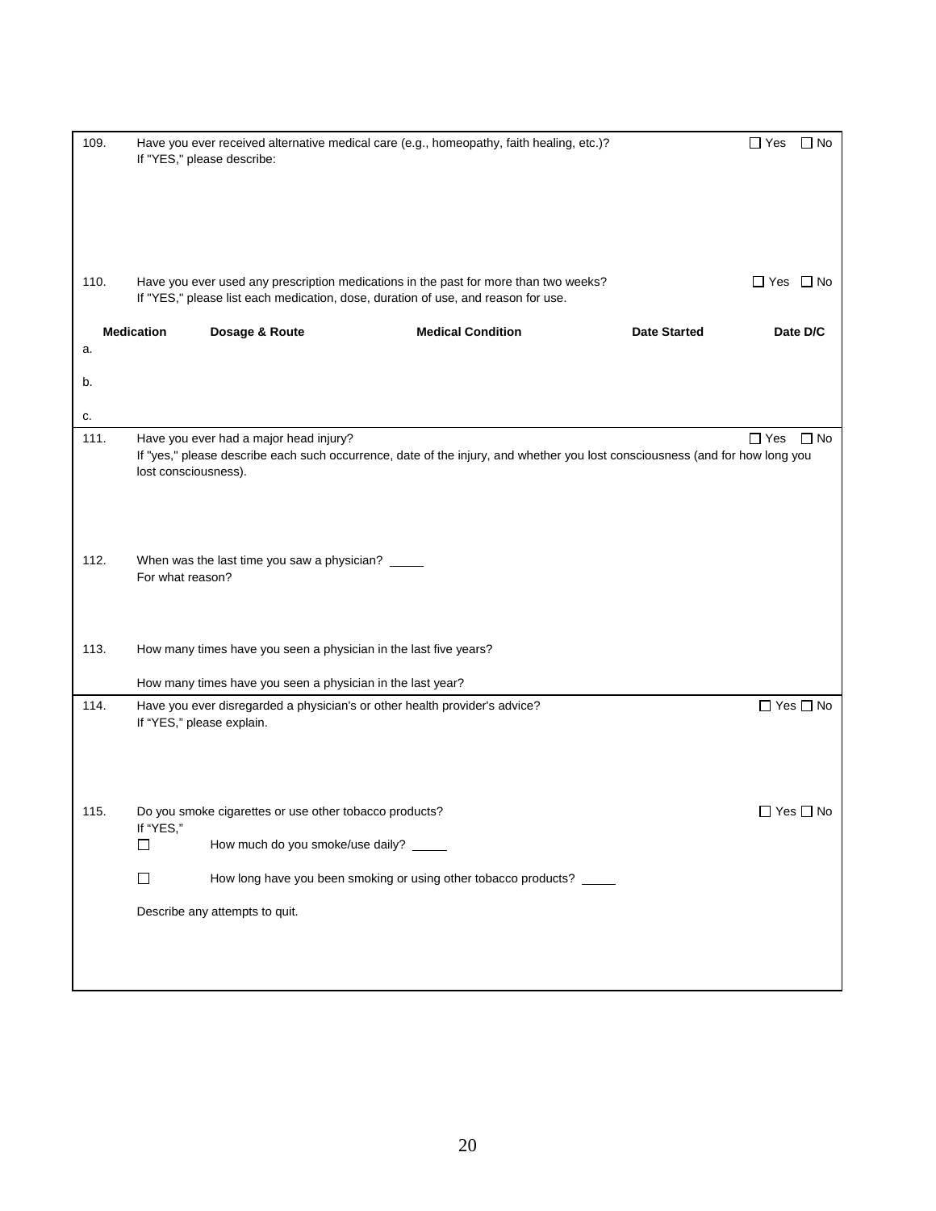109. Have you ever received alternative medical care (e.g., homeopathy, faith healing, etc.)? ☐ Yes ☐ No
If "YES," please describe:

110. Have you ever used any prescription medications in the past for more than two weeks? ☐ Yes ☐ No
If "YES," please list each medication, dose, duration of use, and reason for use.

| | Medication | Dosage & Route | Medical Condition | Date Started | Date D/C |
|---|---|---|---|---|---|
| a. | | | | | |
| b. | | | | | |
| c. | | | | | |

111. Have you ever had a major head injury? ☐ Yes ☐ No
If "yes," please describe each such occurrence, date of the injury, and whether you lost consciousness (and for how long you lost consciousness).

112. When was the last time you saw a physician? _____
For what reason?

113. How many times have you seen a physician in the last five years?

How many times have you seen a physician in the last year?

114. Have you ever disregarded a physician's or other health provider's advice? ☐ Yes ☐ No
If "YES," please explain.

115. Do you smoke cigarettes or use other tobacco products? ☐ Yes ☐ No
If "YES,"

☐ How much do you smoke/use daily? _____

☐ How long have you been smoking or using other tobacco products? _____

Describe any attempts to quit.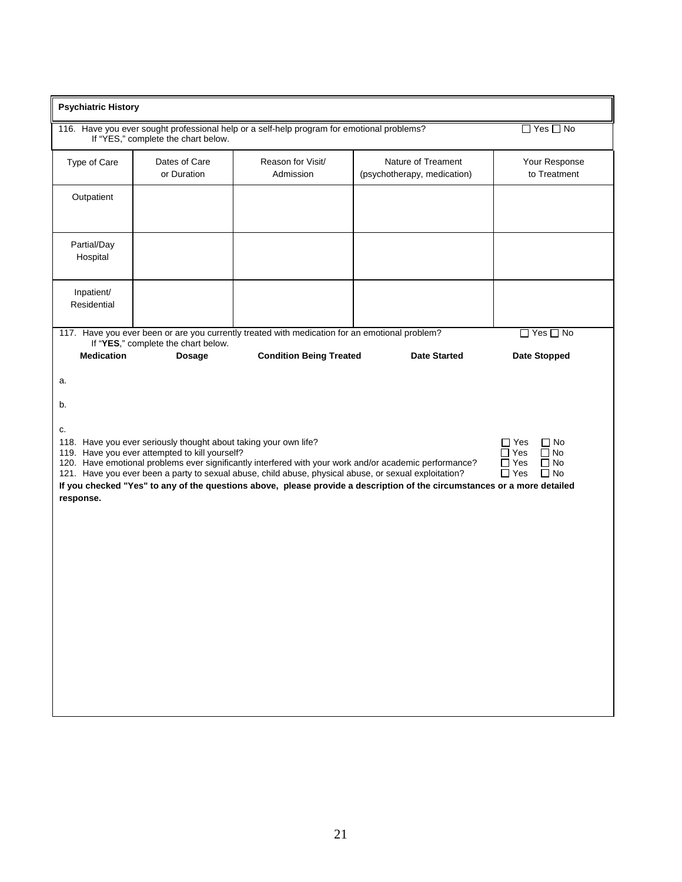**Psychiatric History**

116. Have you ever sought professional help or a self-help program for emotional problems? ☐ Yes ☐ No
If "YES," complete the chart below.

| Type of Care | Dates of Care or Duration | Reason for Visit/ Admission | Nature of Treament (psychotherapy, medication) | Your Response to Treatment |
|---|---|---|---|---|
| Outpatient | | | | |
| Partial/Day Hospital | | | | |
| Inpatient/ Residential | | | | |

117. Have you ever been or are you currently treated with medication for an emotional problem? ☐ Yes ☐ No
If "**YES**," complete the chart below.

| | Medication | Dosage | Condition Being Treated | Date Started | Date Stopped |
|---|---|---|---|---|---|
| a. | | | | | |
| b. | | | | | |
| c. | | | | | |

118. Have you ever seriously thought about taking your own life? ☐ Yes ☐ No
119. Have you ever attempted to kill yourself? ☐ Yes ☐ No
120. Have emotional problems ever significantly interfered with your work and/or academic performance? ☐ Yes ☐ No
121. Have you ever been a party to sexual abuse, child abuse, physical abuse, or sexual exploitation? ☐ Yes ☐ No

**If you checked "Yes" to any of the questions above, please provide a description of the circumstances or a more detailed response.**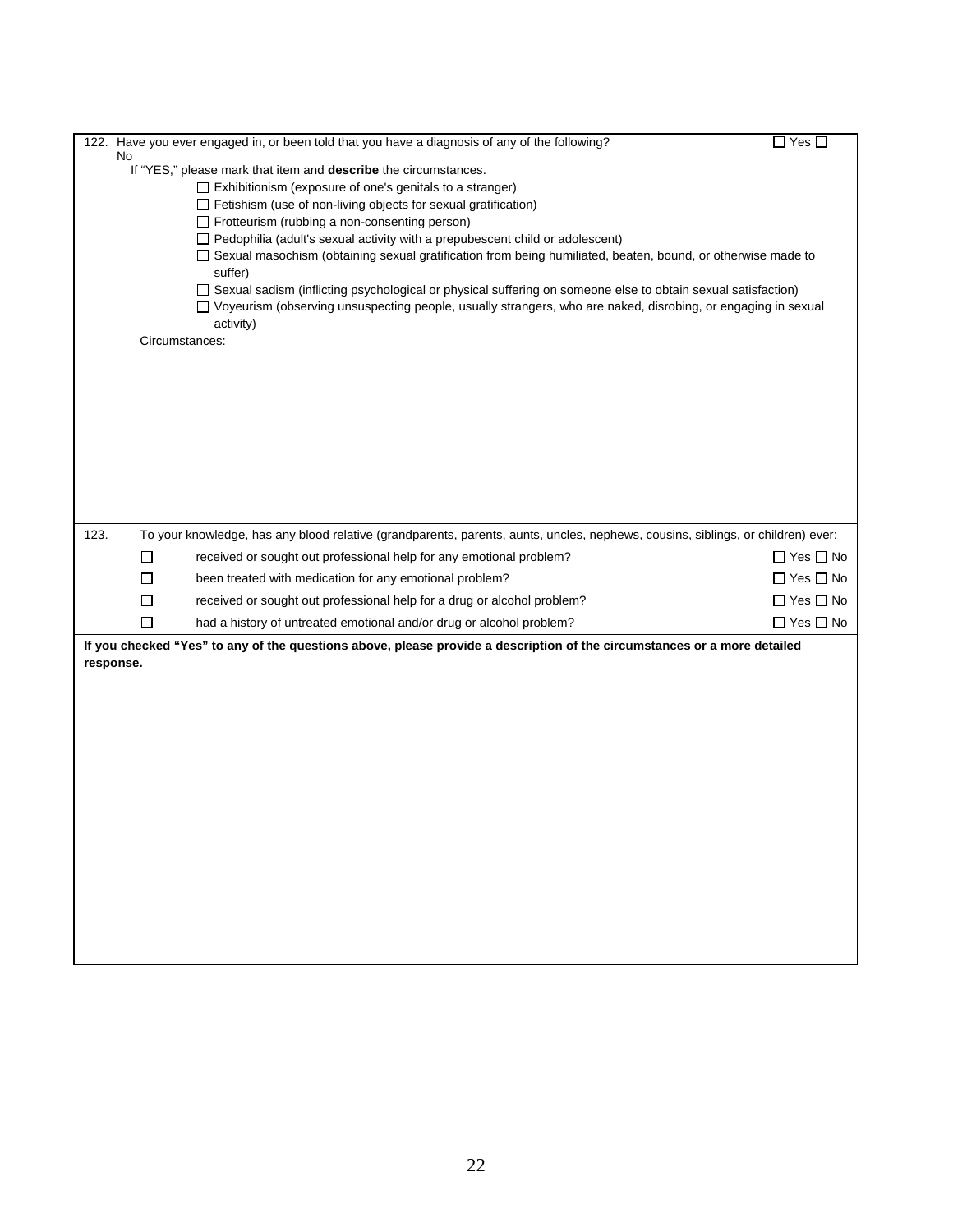122. Have you ever engaged in, or been told that you have a diagnosis of any of the following? ☐ Yes ☐ No

If "YES," please mark that item and **describe** the circumstances.

- ☐ Exhibitionism (exposure of one's genitals to a stranger)
- ☐ Fetishism (use of non-living objects for sexual gratification)
- ☐ Frotteurism (rubbing a non-consenting person)
- ☐ Pedophilia (adult's sexual activity with a prepubescent child or adolescent)
- ☐ Sexual masochism (obtaining sexual gratification from being humiliated, beaten, bound, or otherwise made to suffer)
- ☐ Sexual sadism (inflicting psychological or physical suffering on someone else to obtain sexual satisfaction)
- ☐ Voyeurism (observing unsuspecting people, usually strangers, who are naked, disrobing, or engaging in sexual activity)

Circumstances:

123. To your knowledge, has any blood relative (grandparents, parents, aunts, uncles, nephews, cousins, siblings, or children) ever:

| | | |
|---|---|---|
| ☐ | received or sought out professional help for any emotional problem? | ☐ Yes ☐ No |
| ☐ | been treated with medication for any emotional problem? | ☐ Yes ☐ No |
| ☐ | received or sought out professional help for a drug or alcohol problem? | ☐ Yes ☐ No |
| ☐ | had a history of untreated emotional and/or drug or alcohol problem? | ☐ Yes ☐ No |

**If you checked "Yes" to any of the questions above, please provide a description of the circumstances or a more detailed response.**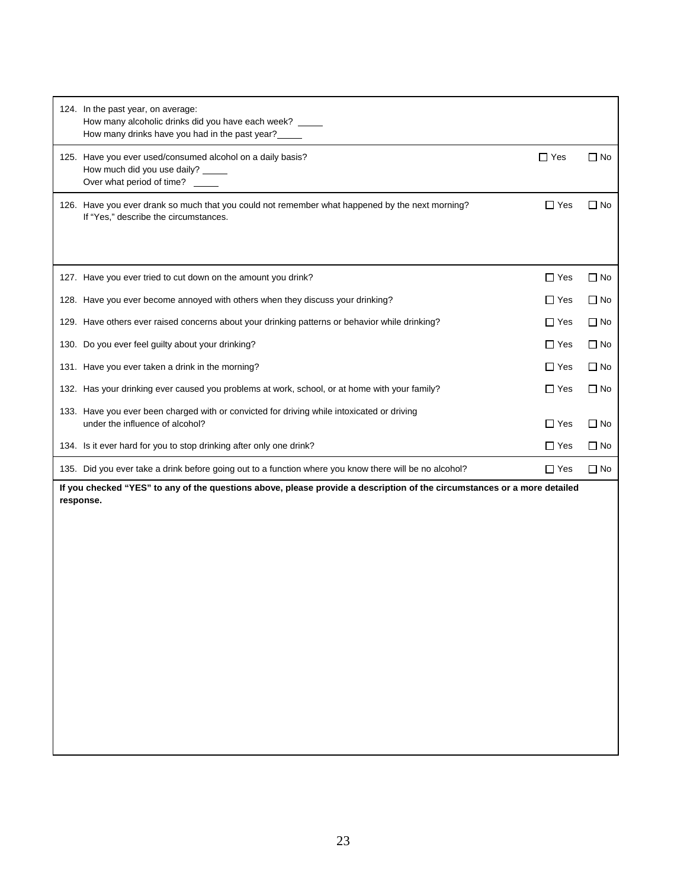| Question | Yes | No |
|---|---|---|
| 124. In the past year, on average:<br>How many alcoholic drinks did you have each week? _____<br>How many drinks have you had in the past year?_____ | | |
| 125. Have you ever used/consumed alcohol on a daily basis?<br>How much did you use daily? _____<br>Over what period of time? _____ | ☐ Yes | ☐ No |
| 126. Have you ever drank so much that you could not remember what happened by the next morning?<br>If "Yes," describe the circumstances. | ☐ Yes | ☐ No |
| 127. Have you ever tried to cut down on the amount you drink? | ☐ Yes | ☐ No |
| 128. Have you ever become annoyed with others when they discuss your drinking? | ☐ Yes | ☐ No |
| 129. Have others ever raised concerns about your drinking patterns or behavior while drinking? | ☐ Yes | ☐ No |
| 130. Do you ever feel guilty about your drinking? | ☐ Yes | ☐ No |
| 131. Have you ever taken a drink in the morning? | ☐ Yes | ☐ No |
| 132. Has your drinking ever caused you problems at work, school, or at home with your family? | ☐ Yes | ☐ No |
| 133. Have you ever been charged with or convicted for driving while intoxicated or driving under the influence of alcohol? | ☐ Yes | ☐ No |
| 134. Is it ever hard for you to stop drinking after only one drink? | ☐ Yes | ☐ No |
| 135. Did you ever take a drink before going out to a function where you know there will be no alcohol? | ☐ Yes | ☐ No |

**If you checked "YES" to any of the questions above, please provide a description of the circumstances or a more detailed response.**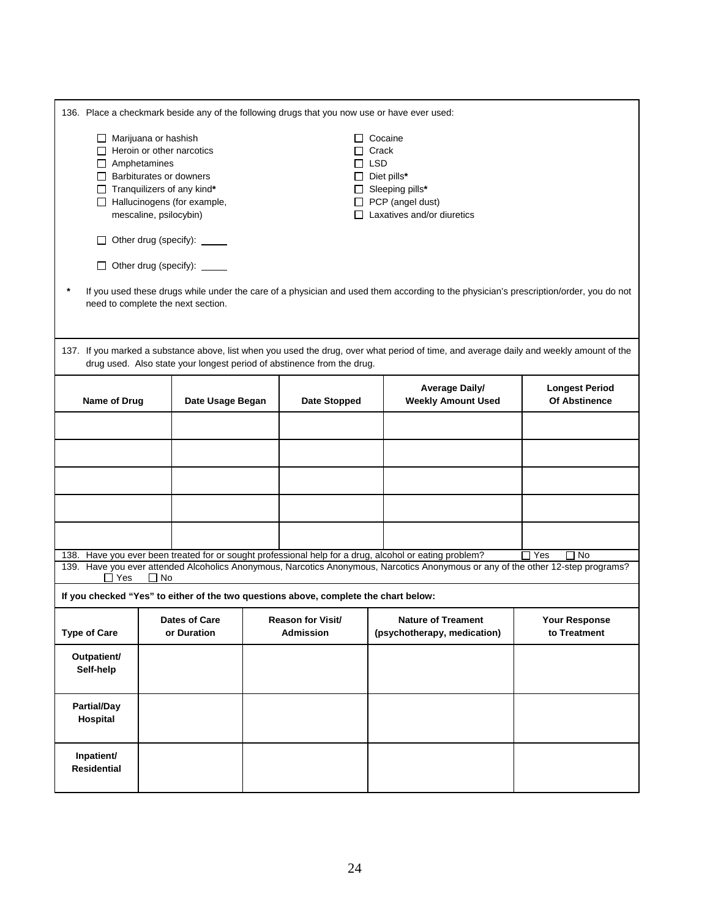136. Place a checkmark beside any of the following drugs that you now use or have ever used:

- ☐ Marijuana or hashish
- ☐ Heroin or other narcotics
- ☐ Amphetamines
- ☐ Barbiturates or downers
- ☐ Tranquilizers of any kind*
- ☐ Hallucinogens (for example, mescaline, psilocybin)
- ☐ Cocaine
- ☐ Crack
- ☐ LSD
- ☐ Diet pills*
- ☐ Sleeping pills*
- ☐ PCP (angel dust)
- ☐ Laxatives and/or diuretics

☐ Other drug (specify): _____

☐ Other drug (specify): _____

\* If you used these drugs while under the care of a physician and used them according to the physician's prescription/order, you do not need to complete the next section.

137. If you marked a substance above, list when you used the drug, over what period of time, and average daily and weekly amount of the drug used. Also state your longest period of abstinence from the drug.

| Name of Drug | Date Usage Began | Date Stopped | Average Daily/ Weekly Amount Used | Longest Period Of Abstinence |
|---|---|---|---|---|
| | | | | |
| | | | | |
| | | | | |
| | | | | |
| | | | | |

138. Have you ever been treated for or sought professional help for a drug, alcohol or eating problem? ☐ Yes ☐ No

139. Have you ever attended Alcoholics Anonymous, Narcotics Anonymous, Narcotics Anonymous or any of the other 12-step programs? ☐ Yes ☐ No

**If you checked "Yes" to either of the two questions above, complete the chart below:**

| Type of Care | Dates of Care or Duration | Reason for Visit/ Admission | Nature of Treament (psychotherapy, medication) | Your Response to Treatment |
|---|---|---|---|---|
| **Outpatient/ Self-help** | | | | |
| **Partial/Day Hospital** | | | | |
| **Inpatient/ Residential** | | | | |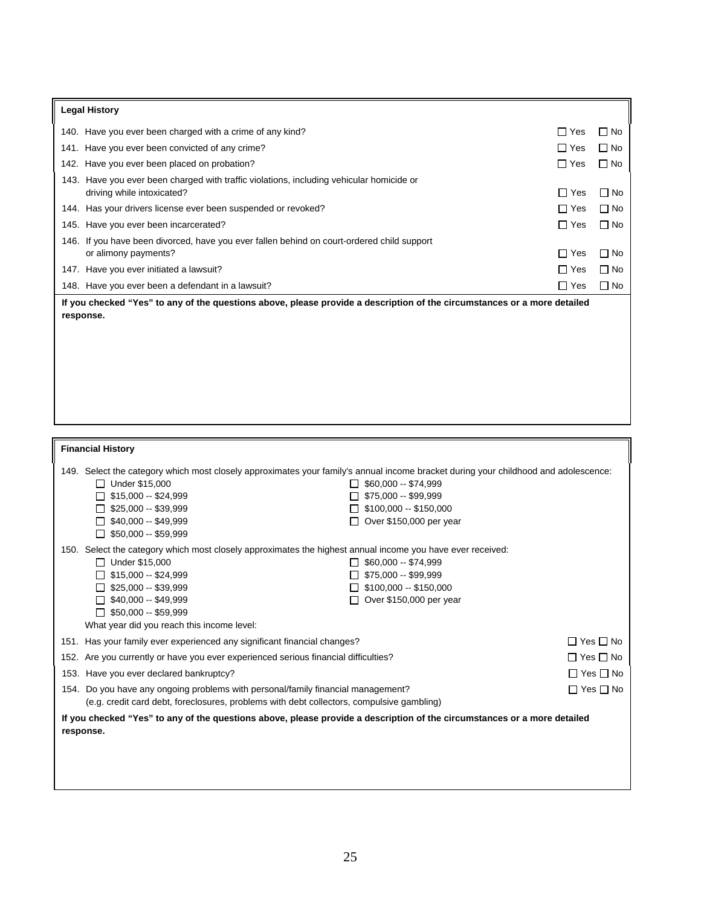**Legal History**

140. Have you ever been charged with a crime of any kind? ☐ Yes ☐ No

141. Have you ever been convicted of any crime? ☐ Yes ☐ No

142. Have you ever been placed on probation? ☐ Yes ☐ No

143. Have you ever been charged with traffic violations, including vehicular homicide or driving while intoxicated? ☐ Yes ☐ No

144. Has your drivers license ever been suspended or revoked? ☐ Yes ☐ No

145. Have you ever been incarcerated? ☐ Yes ☐ No

146. If you have been divorced, have you ever fallen behind on court-ordered child support or alimony payments? ☐ Yes ☐ No

147. Have you ever initiated a lawsuit? ☐ Yes ☐ No

148. Have you ever been a defendant in a lawsuit? ☐ Yes ☐ No

**If you checked "Yes" to any of the questions above, please provide a description of the circumstances or a more detailed response.**

**Financial History**

149. Select the category which most closely approximates your family's annual income bracket during your childhood and adolescence:

- ☐ Under $15,000
- ☐ $15,000 -- $24,999
- ☐ $25,000 -- $39,999
- ☐ $40,000 -- $49,999
- ☐ $50,000 -- $59,999
- ☐ $60,000 -- $74,999
- ☐ $75,000 -- $99,999
- ☐ $100,000 -- $150,000
- ☐ Over $150,000 per year

150. Select the category which most closely approximates the highest annual income you have ever received:

- ☐ Under $15,000
- ☐ $15,000 -- $24,999
- ☐ $25,000 -- $39,999
- ☐ $40,000 -- $49,999
- ☐ $50,000 -- $59,999
- ☐ $60,000 -- $74,999
- ☐ $75,000 -- $99,999
- ☐ $100,000 -- $150,000
- ☐ Over $150,000 per year

What year did you reach this income level:

151. Has your family ever experienced any significant financial changes? ☐ Yes ☐ No

152. Are you currently or have you ever experienced serious financial difficulties? ☐ Yes ☐ No

153. Have you ever declared bankruptcy? ☐ Yes ☐ No

154. Do you have any ongoing problems with personal/family financial management? ☐ Yes ☐ No
(e.g. credit card debt, foreclosures, problems with debt collectors, compulsive gambling)

**If you checked "Yes" to any of the questions above, please provide a description of the circumstances or a more detailed response.**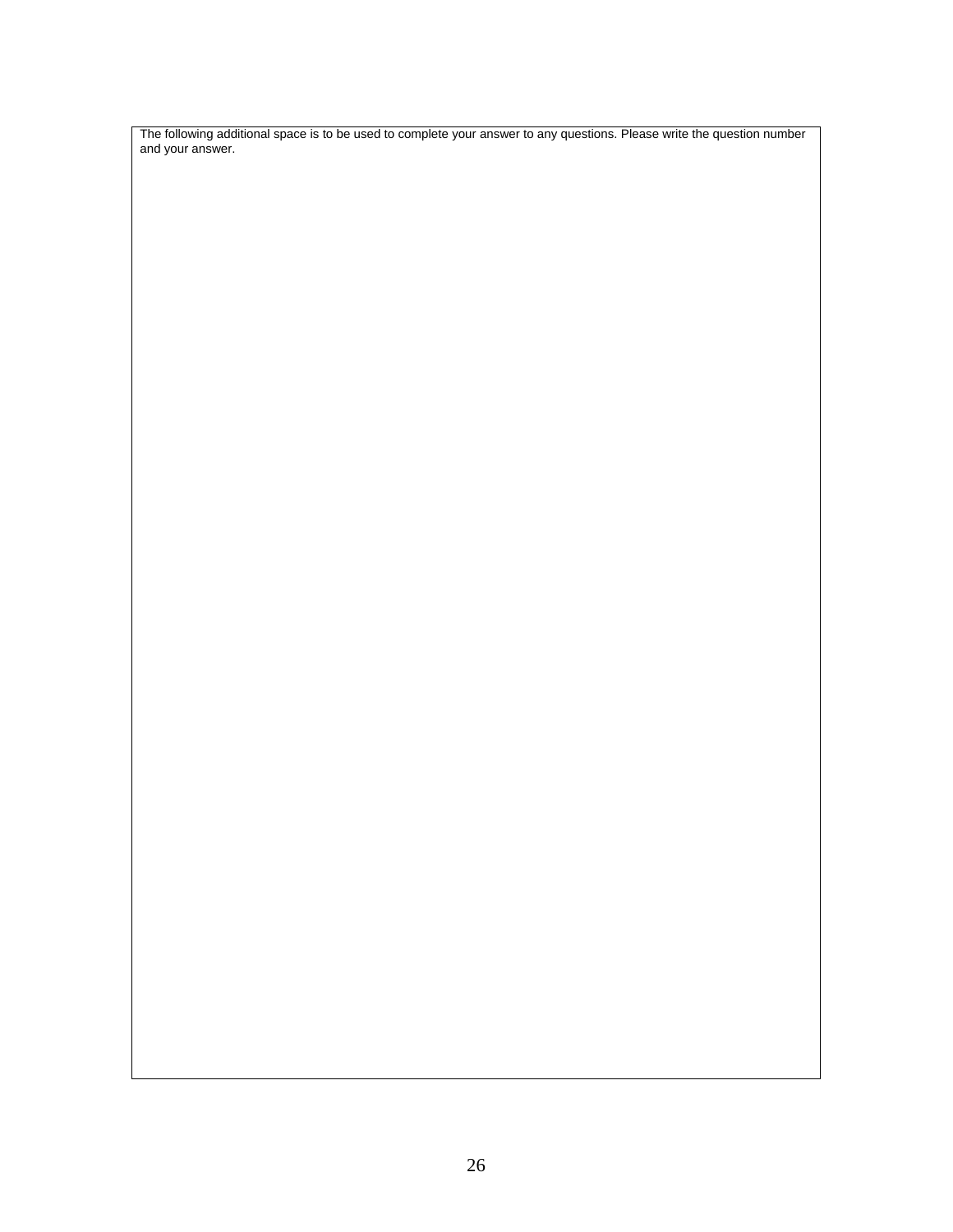The following additional space is to be used to complete your answer to any questions. Please write the question number and your answer.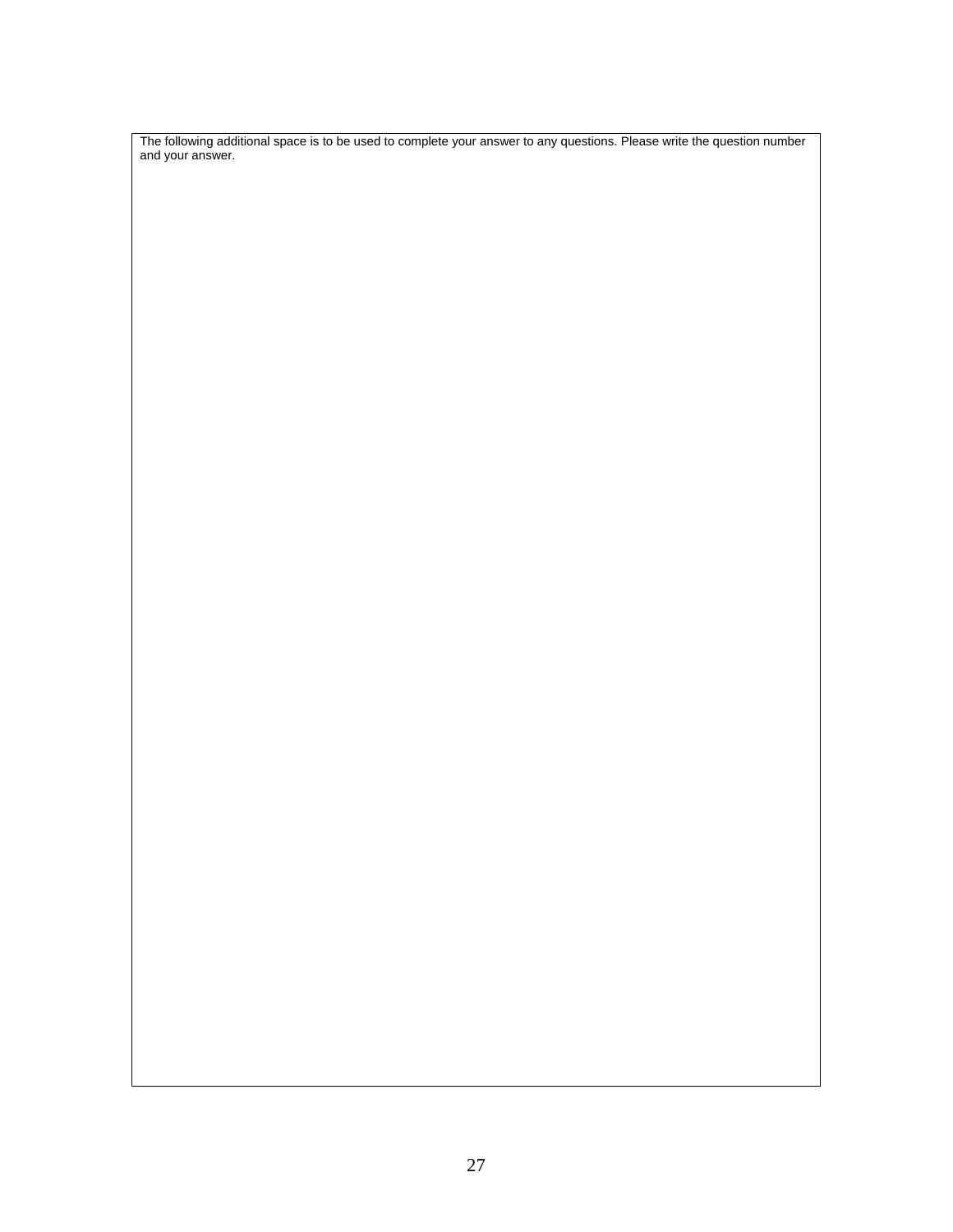The following additional space is to be used to complete your answer to any questions. Please write the question number and your answer.